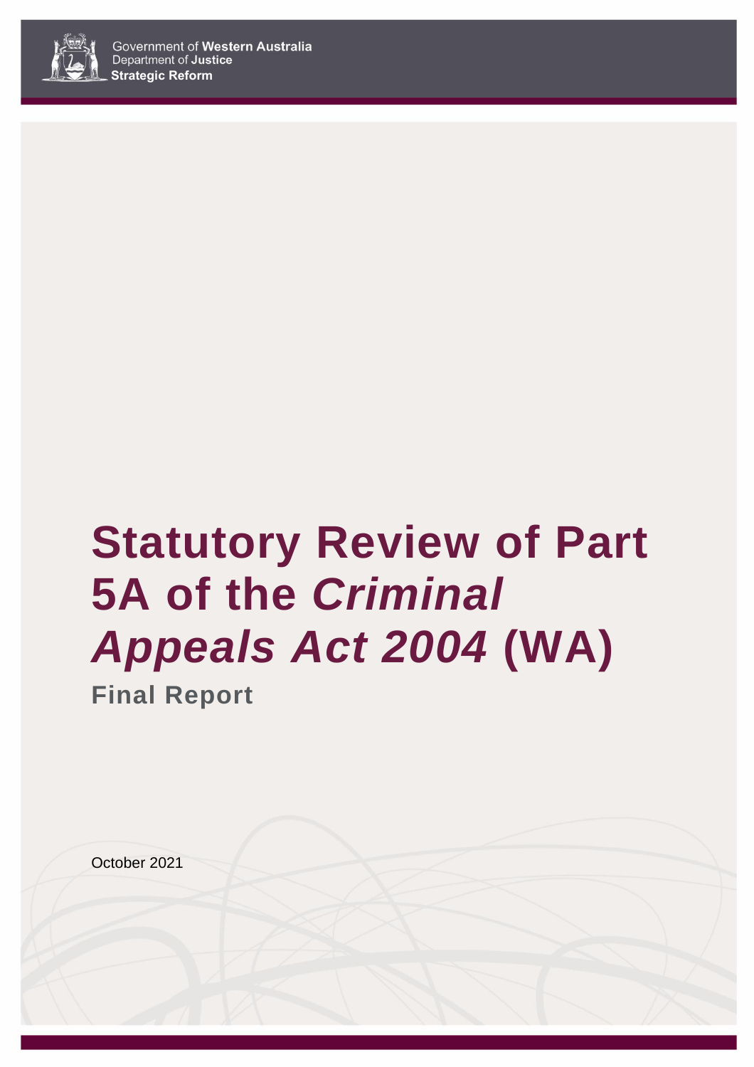Government of **Western Australia**
Department of **Justice**
**Strategic Reform**

# Statutory Review of Part 5A of the *Criminal Appeals Act 2004* (WA)

## Final Report

October 2021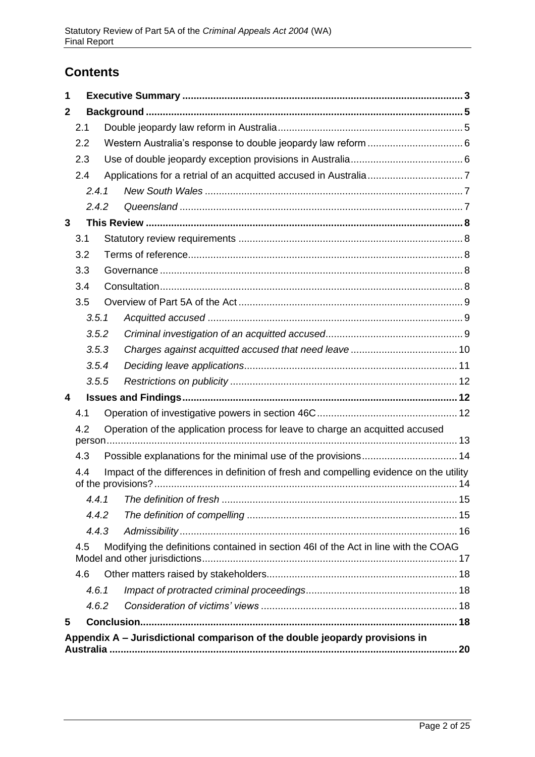# Contents

**1 Executive Summary** .................... 3

**2 Background** .................... 5

- 2.1 Double jeopardy law reform in Australia .................... 5
- 2.2 Western Australia's response to double jeopardy law reform .................... 6
- 2.3 Use of double jeopardy exception provisions in Australia .................... 6
- 2.4 Applications for a retrial of an acquitted accused in Australia .................... 7
  - *2.4.1 New South Wales* .................... 7
  - *2.4.2 Queensland* .................... 7

**3 This Review** .................... 8

- 3.1 Statutory review requirements .................... 8
- 3.2 Terms of reference .................... 8
- 3.3 Governance .................... 8
- 3.4 Consultation .................... 8
- 3.5 Overview of Part 5A of the Act .................... 9
  - *3.5.1 Acquitted accused* .................... 9
  - *3.5.2 Criminal investigation of an acquitted accused* .................... 9
  - *3.5.3 Charges against acquitted accused that need leave* .................... 10
  - *3.5.4 Deciding leave applications* .................... 11
  - *3.5.5 Restrictions on publicity* .................... 12

**4 Issues and Findings** .................... 12

- 4.1 Operation of investigative powers in section 46C .................... 12
- 4.2 Operation of the application process for leave to charge an acquitted accused person .................... 13
- 4.3 Possible explanations for the minimal use of the provisions .................... 14
- 4.4 Impact of the differences in definition of fresh and compelling evidence on the utility of the provisions? .................... 14
  - *4.4.1 The definition of fresh* .................... 15
  - *4.4.2 The definition of compelling* .................... 15
  - *4.4.3 Admissibility* .................... 16
- 4.5 Modifying the definitions contained in section 46I of the Act in line with the COAG Model and other jurisdictions .................... 17
- 4.6 Other matters raised by stakeholders .................... 18
  - *4.6.1 Impact of protracted criminal proceedings* .................... 18
  - *4.6.2 Consideration of victims' views* .................... 18

**5 Conclusion** .................... 18

**Appendix A – Jurisdictional comparison of the double jeopardy provisions in Australia** .................... 20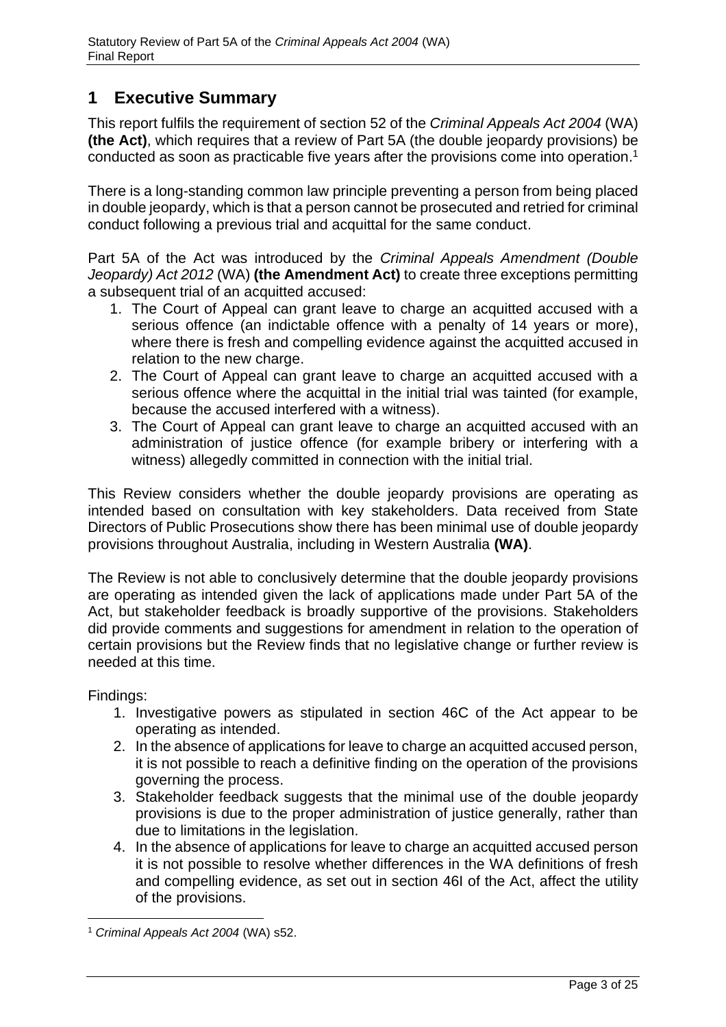# 1 Executive Summary

This report fulfils the requirement of section 52 of the *Criminal Appeals Act 2004* (WA) **(the Act)**, which requires that a review of Part 5A (the double jeopardy provisions) be conducted as soon as practicable five years after the provisions come into operation.[1]

There is a long-standing common law principle preventing a person from being placed in double jeopardy, which is that a person cannot be prosecuted and retried for criminal conduct following a previous trial and acquittal for the same conduct.

Part 5A of the Act was introduced by the *Criminal Appeals Amendment (Double Jeopardy) Act 2012* (WA) **(the Amendment Act)** to create three exceptions permitting a subsequent trial of an acquitted accused:

1. The Court of Appeal can grant leave to charge an acquitted accused with a serious offence (an indictable offence with a penalty of 14 years or more), where there is fresh and compelling evidence against the acquitted accused in relation to the new charge.
2. The Court of Appeal can grant leave to charge an acquitted accused with a serious offence where the acquittal in the initial trial was tainted (for example, because the accused interfered with a witness).
3. The Court of Appeal can grant leave to charge an acquitted accused with an administration of justice offence (for example bribery or interfering with a witness) allegedly committed in connection with the initial trial.

This Review considers whether the double jeopardy provisions are operating as intended based on consultation with key stakeholders. Data received from State Directors of Public Prosecutions show there has been minimal use of double jeopardy provisions throughout Australia, including in Western Australia **(WA)**.

The Review is not able to conclusively determine that the double jeopardy provisions are operating as intended given the lack of applications made under Part 5A of the Act, but stakeholder feedback is broadly supportive of the provisions. Stakeholders did provide comments and suggestions for amendment in relation to the operation of certain provisions but the Review finds that no legislative change or further review is needed at this time.

Findings:

1. Investigative powers as stipulated in section 46C of the Act appear to be operating as intended.
2. In the absence of applications for leave to charge an acquitted accused person, it is not possible to reach a definitive finding on the operation of the provisions governing the process.
3. Stakeholder feedback suggests that the minimal use of the double jeopardy provisions is due to the proper administration of justice generally, rather than due to limitations in the legislation.
4. In the absence of applications for leave to charge an acquitted accused person it is not possible to resolve whether differences in the WA definitions of fresh and compelling evidence, as set out in section 46I of the Act, affect the utility of the provisions.

[1] *Criminal Appeals Act 2004* (WA) s52.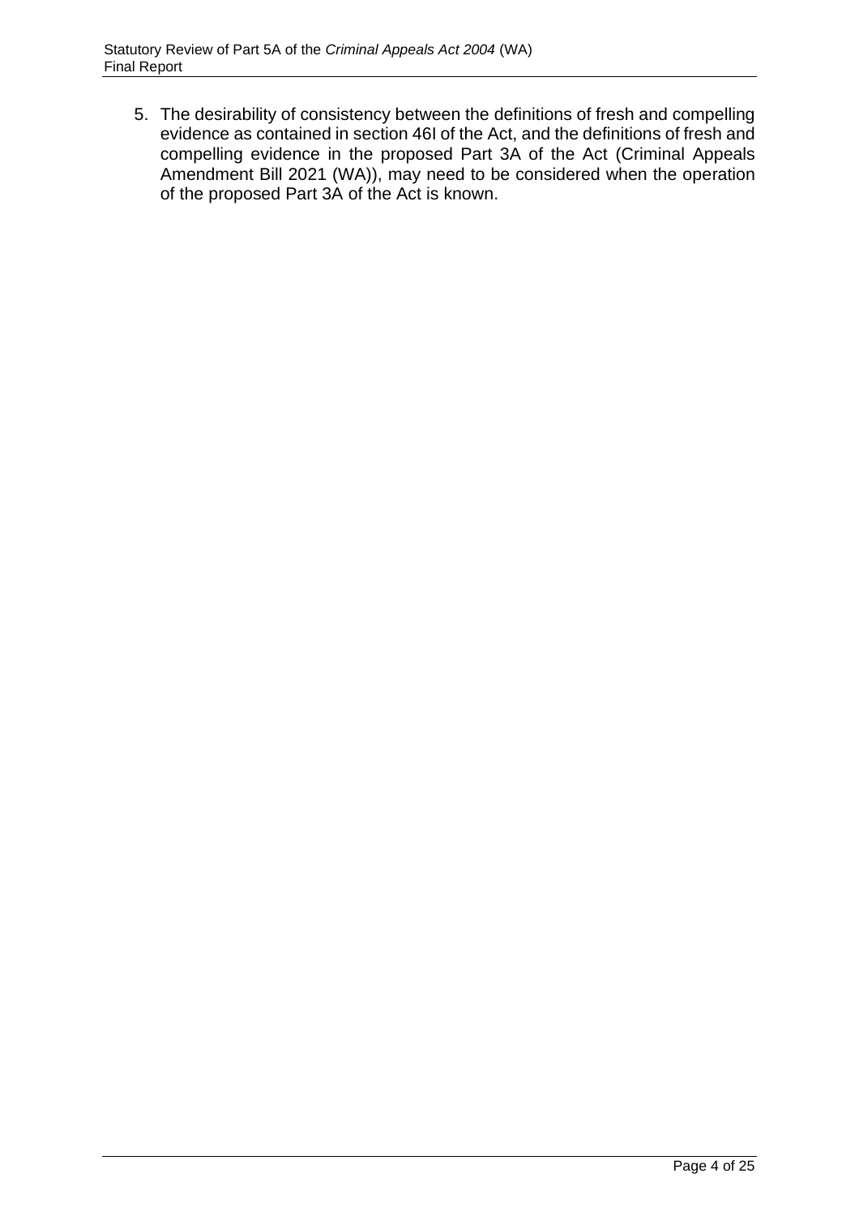5. The desirability of consistency between the definitions of fresh and compelling evidence as contained in section 46I of the Act, and the definitions of fresh and compelling evidence in the proposed Part 3A of the Act (Criminal Appeals Amendment Bill 2021 (WA)), may need to be considered when the operation of the proposed Part 3A of the Act is known.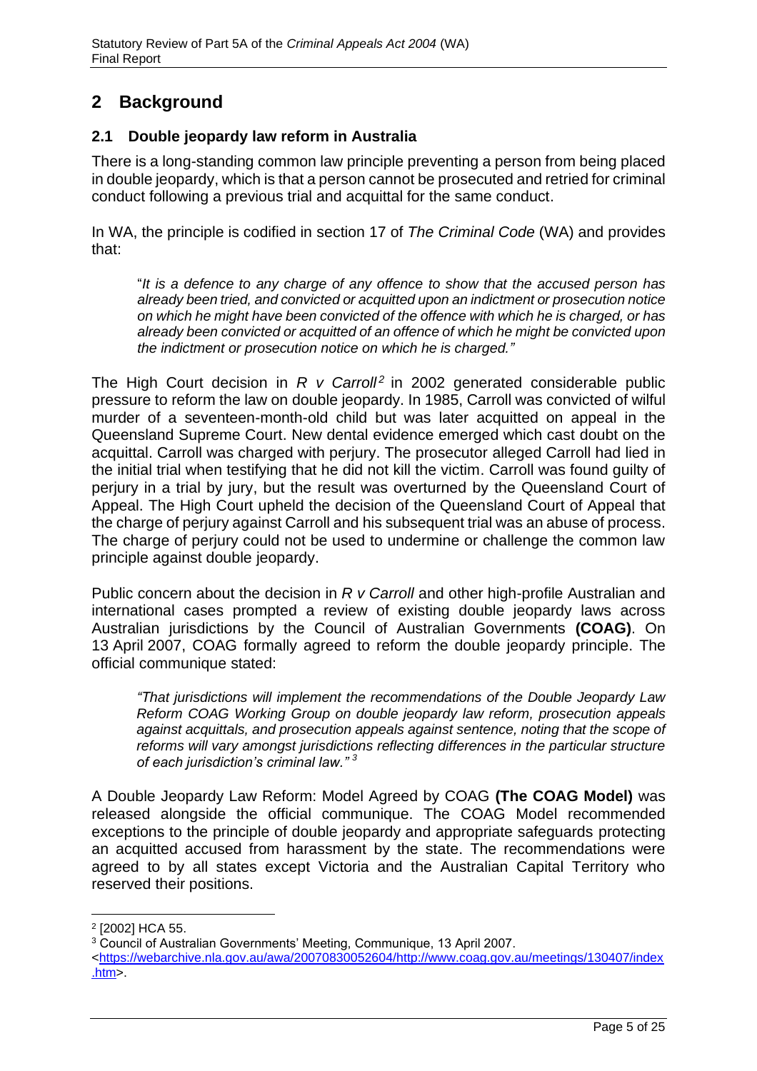## 2 Background

### 2.1 Double jeopardy law reform in Australia

There is a long-standing common law principle preventing a person from being placed in double jeopardy, which is that a person cannot be prosecuted and retried for criminal conduct following a previous trial and acquittal for the same conduct.

In WA, the principle is codified in section 17 of *The Criminal Code* (WA) and provides that:

> "*It is a defence to any charge of any offence to show that the accused person has already been tried, and convicted or acquitted upon an indictment or prosecution notice on which he might have been convicted of the offence with which he is charged, or has already been convicted or acquitted of an offence of which he might be convicted upon the indictment or prosecution notice on which he is charged.*"

The High Court decision in *R v Carroll*[2] in 2002 generated considerable public pressure to reform the law on double jeopardy. In 1985, Carroll was convicted of wilful murder of a seventeen-month-old child but was later acquitted on appeal in the Queensland Supreme Court. New dental evidence emerged which cast doubt on the acquittal. Carroll was charged with perjury. The prosecutor alleged Carroll had lied in the initial trial when testifying that he did not kill the victim. Carroll was found guilty of perjury in a trial by jury, but the result was overturned by the Queensland Court of Appeal. The High Court upheld the decision of the Queensland Court of Appeal that the charge of perjury against Carroll and his subsequent trial was an abuse of process. The charge of perjury could not be used to undermine or challenge the common law principle against double jeopardy.

Public concern about the decision in *R v Carroll* and other high-profile Australian and international cases prompted a review of existing double jeopardy laws across Australian jurisdictions by the Council of Australian Governments **(COAG)**. On 13 April 2007, COAG formally agreed to reform the double jeopardy principle. The official communique stated:

> *"That jurisdictions will implement the recommendations of the Double Jeopardy Law Reform COAG Working Group on double jeopardy law reform, prosecution appeals against acquittals, and prosecution appeals against sentence, noting that the scope of reforms will vary amongst jurisdictions reflecting differences in the particular structure of each jurisdiction's criminal law."* [3]

A Double Jeopardy Law Reform: Model Agreed by COAG **(The COAG Model)** was released alongside the official communique. The COAG Model recommended exceptions to the principle of double jeopardy and appropriate safeguards protecting an acquitted accused from harassment by the state. The recommendations were agreed to by all states except Victoria and the Australian Capital Territory who reserved their positions.

---

[2] [2002] HCA 55.

[3] Council of Australian Governments' Meeting, Communique, 13 April 2007. <https://webarchive.nla.gov.au/awa/20070830052604/http://www.coag.gov.au/meetings/130407/index.htm>.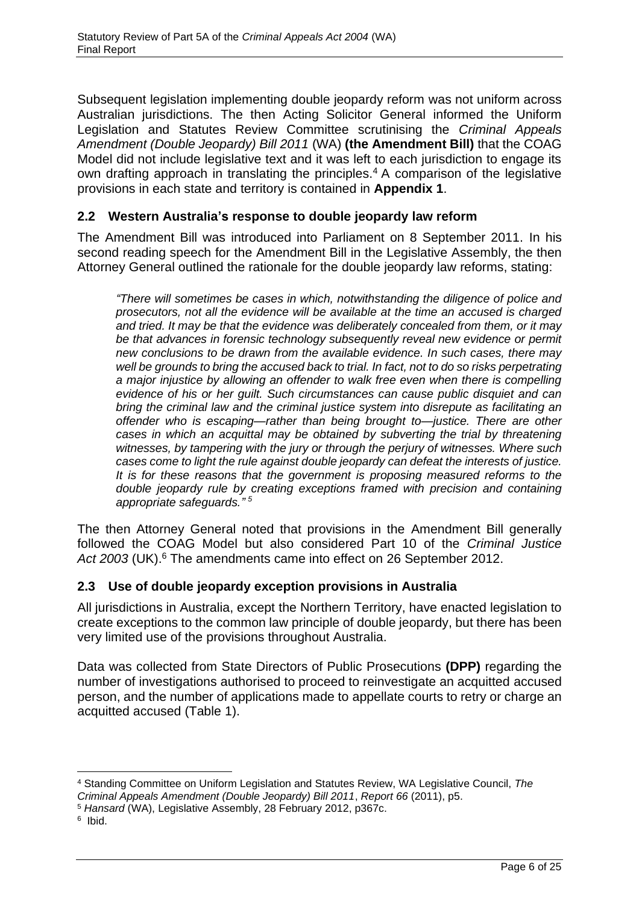Subsequent legislation implementing double jeopardy reform was not uniform across Australian jurisdictions. The then Acting Solicitor General informed the Uniform Legislation and Statutes Review Committee scrutinising the *Criminal Appeals Amendment (Double Jeopardy) Bill 2011* (WA) **(the Amendment Bill)** that the COAG Model did not include legislative text and it was left to each jurisdiction to engage its own drafting approach in translating the principles.[4] A comparison of the legislative provisions in each state and territory is contained in **Appendix 1**.

## 2.2 Western Australia's response to double jeopardy law reform

The Amendment Bill was introduced into Parliament on 8 September 2011. In his second reading speech for the Amendment Bill in the Legislative Assembly, the then Attorney General outlined the rationale for the double jeopardy law reforms, stating:

> *"There will sometimes be cases in which, notwithstanding the diligence of police and prosecutors, not all the evidence will be available at the time an accused is charged and tried. It may be that the evidence was deliberately concealed from them, or it may be that advances in forensic technology subsequently reveal new evidence or permit new conclusions to be drawn from the available evidence. In such cases, there may well be grounds to bring the accused back to trial. In fact, not to do so risks perpetrating a major injustice by allowing an offender to walk free even when there is compelling evidence of his or her guilt. Such circumstances can cause public disquiet and can bring the criminal law and the criminal justice system into disrepute as facilitating an offender who is escaping—rather than being brought to—justice. There are other cases in which an acquittal may be obtained by subverting the trial by threatening witnesses, by tampering with the jury or through the perjury of witnesses. Where such cases come to light the rule against double jeopardy can defeat the interests of justice. It is for these reasons that the government is proposing measured reforms to the double jeopardy rule by creating exceptions framed with precision and containing appropriate safeguards."* [5]

The then Attorney General noted that provisions in the Amendment Bill generally followed the COAG Model but also considered Part 10 of the *Criminal Justice Act 2003* (UK).[6] The amendments came into effect on 26 September 2012.

## 2.3 Use of double jeopardy exception provisions in Australia

All jurisdictions in Australia, except the Northern Territory, have enacted legislation to create exceptions to the common law principle of double jeopardy, but there has been very limited use of the provisions throughout Australia.

Data was collected from State Directors of Public Prosecutions **(DPP)** regarding the number of investigations authorised to proceed to reinvestigate an acquitted accused person, and the number of applications made to appellate courts to retry or charge an acquitted accused (Table 1).

---

[4] Standing Committee on Uniform Legislation and Statutes Review, WA Legislative Council, *The Criminal Appeals Amendment (Double Jeopardy) Bill 2011*, *Report 66* (2011), p5.

[5] *Hansard* (WA), Legislative Assembly, 28 February 2012, p367c.

[6] Ibid.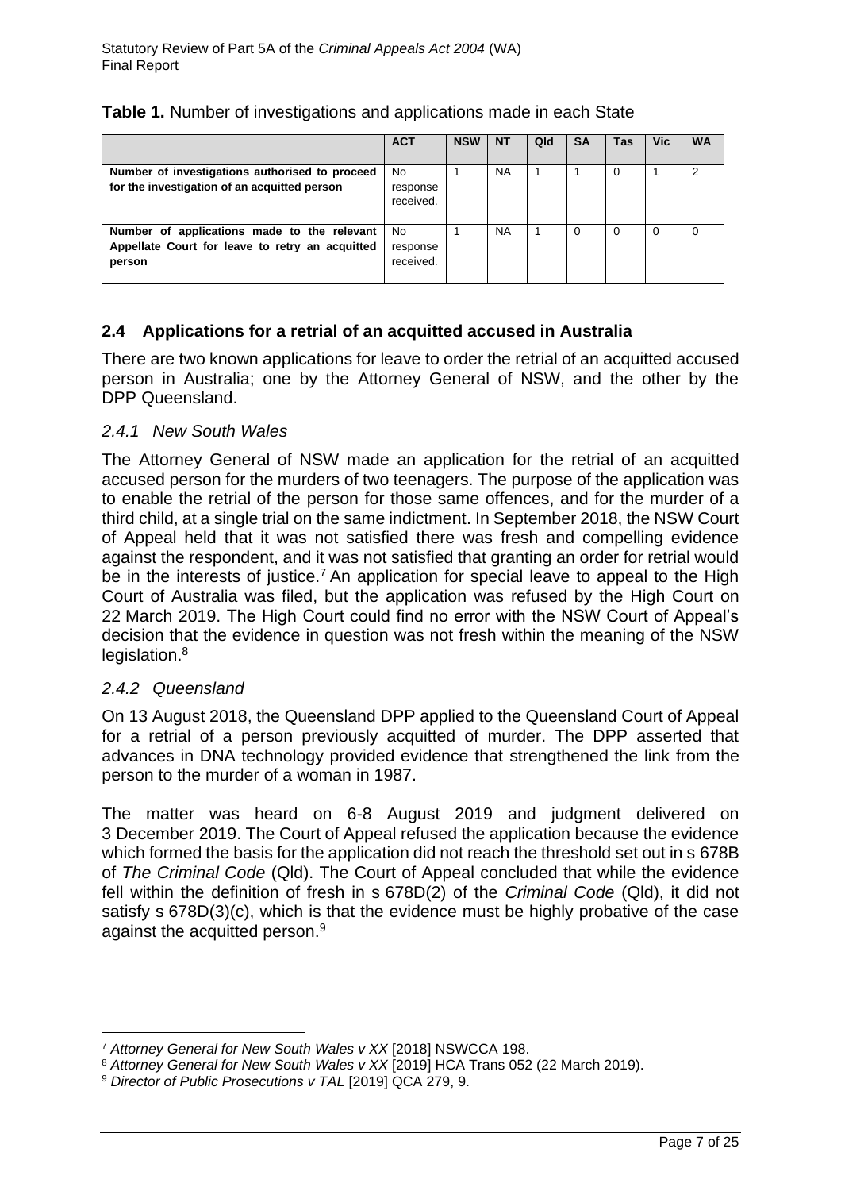**Table 1.** Number of investigations and applications made in each State

| | ACT | NSW | NT | Qld | SA | Tas | Vic | WA |
|---|---|---|---|---|---|---|---|---|
| **Number of investigations authorised to proceed for the investigation of an acquitted person** | No response received. | 1 | NA | 1 | 1 | 0 | 1 | 2 |
| **Number of applications made to the relevant Appellate Court for leave to retry an acquitted person** | No response received. | 1 | NA | 1 | 0 | 0 | 0 | 0 |

## 2.4 Applications for a retrial of an acquitted accused in Australia

There are two known applications for leave to order the retrial of an acquitted accused person in Australia; one by the Attorney General of NSW, and the other by the DPP Queensland.

### *2.4.1 New South Wales*

The Attorney General of NSW made an application for the retrial of an acquitted accused person for the murders of two teenagers. The purpose of the application was to enable the retrial of the person for those same offences, and for the murder of a third child, at a single trial on the same indictment. In September 2018, the NSW Court of Appeal held that it was not satisfied there was fresh and compelling evidence against the respondent, and it was not satisfied that granting an order for retrial would be in the interests of justice.[7] An application for special leave to appeal to the High Court of Australia was filed, but the application was refused by the High Court on 22 March 2019. The High Court could find no error with the NSW Court of Appeal's decision that the evidence in question was not fresh within the meaning of the NSW legislation.[8]

### *2.4.2 Queensland*

On 13 August 2018, the Queensland DPP applied to the Queensland Court of Appeal for a retrial of a person previously acquitted of murder. The DPP asserted that advances in DNA technology provided evidence that strengthened the link from the person to the murder of a woman in 1987.

The matter was heard on 6-8 August 2019 and judgment delivered on 3 December 2019. The Court of Appeal refused the application because the evidence which formed the basis for the application did not reach the threshold set out in s 678B of *The Criminal Code* (Qld). The Court of Appeal concluded that while the evidence fell within the definition of fresh in s 678D(2) of the *Criminal Code* (Qld), it did not satisfy s 678D(3)(c), which is that the evidence must be highly probative of the case against the acquitted person.[9]

---

[7] *Attorney General for New South Wales v XX* [2018] NSWCCA 198.

[8] *Attorney General for New South Wales v XX* [2019] HCA Trans 052 (22 March 2019).

[9] *Director of Public Prosecutions v TAL* [2019] QCA 279, 9.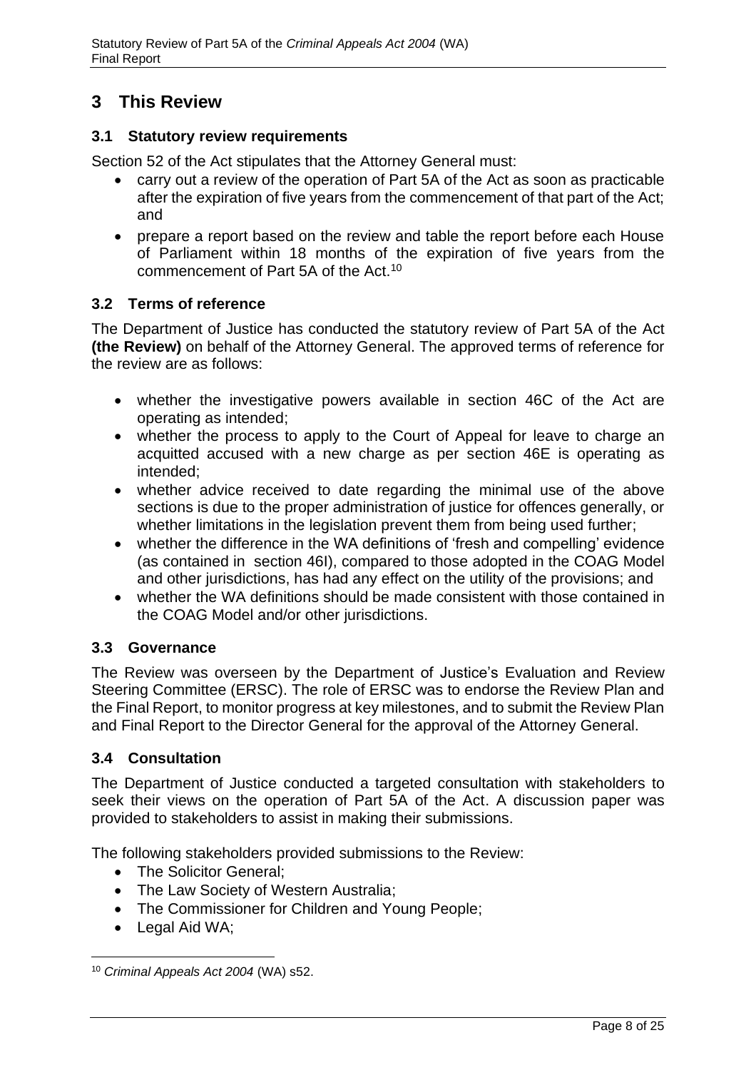# 3 This Review

## 3.1 Statutory review requirements

Section 52 of the Act stipulates that the Attorney General must:

- carry out a review of the operation of Part 5A of the Act as soon as practicable after the expiration of five years from the commencement of that part of the Act; and
- prepare a report based on the review and table the report before each House of Parliament within 18 months of the expiration of five years from the commencement of Part 5A of the Act.[10]

## 3.2 Terms of reference

The Department of Justice has conducted the statutory review of Part 5A of the Act **(the Review)** on behalf of the Attorney General. The approved terms of reference for the review are as follows:

- whether the investigative powers available in section 46C of the Act are operating as intended;
- whether the process to apply to the Court of Appeal for leave to charge an acquitted accused with a new charge as per section 46E is operating as intended;
- whether advice received to date regarding the minimal use of the above sections is due to the proper administration of justice for offences generally, or whether limitations in the legislation prevent them from being used further;
- whether the difference in the WA definitions of 'fresh and compelling' evidence (as contained in section 46I), compared to those adopted in the COAG Model and other jurisdictions, has had any effect on the utility of the provisions; and
- whether the WA definitions should be made consistent with those contained in the COAG Model and/or other jurisdictions.

## 3.3 Governance

The Review was overseen by the Department of Justice's Evaluation and Review Steering Committee (ERSC). The role of ERSC was to endorse the Review Plan and the Final Report, to monitor progress at key milestones, and to submit the Review Plan and Final Report to the Director General for the approval of the Attorney General.

## 3.4 Consultation

The Department of Justice conducted a targeted consultation with stakeholders to seek their views on the operation of Part 5A of the Act. A discussion paper was provided to stakeholders to assist in making their submissions.

The following stakeholders provided submissions to the Review:

- The Solicitor General;
- The Law Society of Western Australia;
- The Commissioner for Children and Young People;
- Legal Aid WA;

[10] *Criminal Appeals Act 2004* (WA) s52.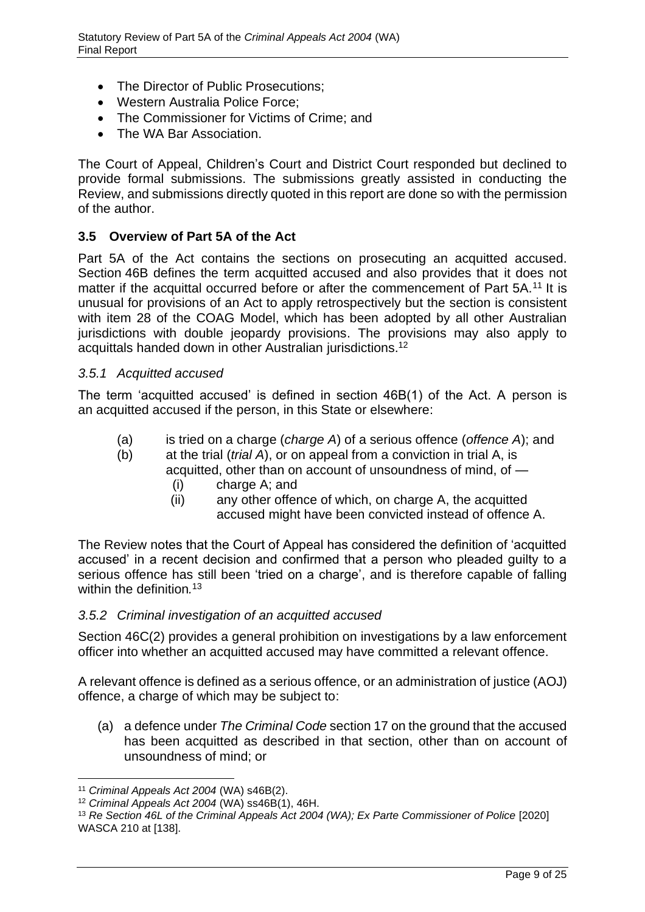- The Director of Public Prosecutions;
- Western Australia Police Force;
- The Commissioner for Victims of Crime; and
- The WA Bar Association.

The Court of Appeal, Children's Court and District Court responded but declined to provide formal submissions. The submissions greatly assisted in conducting the Review, and submissions directly quoted in this report are done so with the permission of the author.

### 3.5 Overview of Part 5A of the Act

Part 5A of the Act contains the sections on prosecuting an acquitted accused. Section 46B defines the term acquitted accused and also provides that it does not matter if the acquittal occurred before or after the commencement of Part 5A.[11] It is unusual for provisions of an Act to apply retrospectively but the section is consistent with item 28 of the COAG Model, which has been adopted by all other Australian jurisdictions with double jeopardy provisions. The provisions may also apply to acquittals handed down in other Australian jurisdictions.[12]

#### *3.5.1 Acquitted accused*

The term 'acquitted accused' is defined in section 46B(1) of the Act. A person is an acquitted accused if the person, in this State or elsewhere:

(a) is tried on a charge (*charge A*) of a serious offence (*offence A*); and

(b) at the trial (*trial A*), or on appeal from a conviction in trial A, is acquitted, other than on account of unsoundness of mind, of —

  (i) charge A; and

  (ii) any other offence of which, on charge A, the acquitted accused might have been convicted instead of offence A.

The Review notes that the Court of Appeal has considered the definition of 'acquitted accused' in a recent decision and confirmed that a person who pleaded guilty to a serious offence has still been 'tried on a charge', and is therefore capable of falling within the definition.[13]

#### *3.5.2 Criminal investigation of an acquitted accused*

Section 46C(2) provides a general prohibition on investigations by a law enforcement officer into whether an acquitted accused may have committed a relevant offence.

A relevant offence is defined as a serious offence, or an administration of justice (AOJ) offence, a charge of which may be subject to:

(a) a defence under *The Criminal Code* section 17 on the ground that the accused has been acquitted as described in that section, other than on account of unsoundness of mind; or

---

[11] *Criminal Appeals Act 2004* (WA) s46B(2).

[12] *Criminal Appeals Act 2004* (WA) ss46B(1), 46H.

[13] *Re Section 46L of the Criminal Appeals Act 2004 (WA); Ex Parte Commissioner of Police* [2020] WASCA 210 at [138].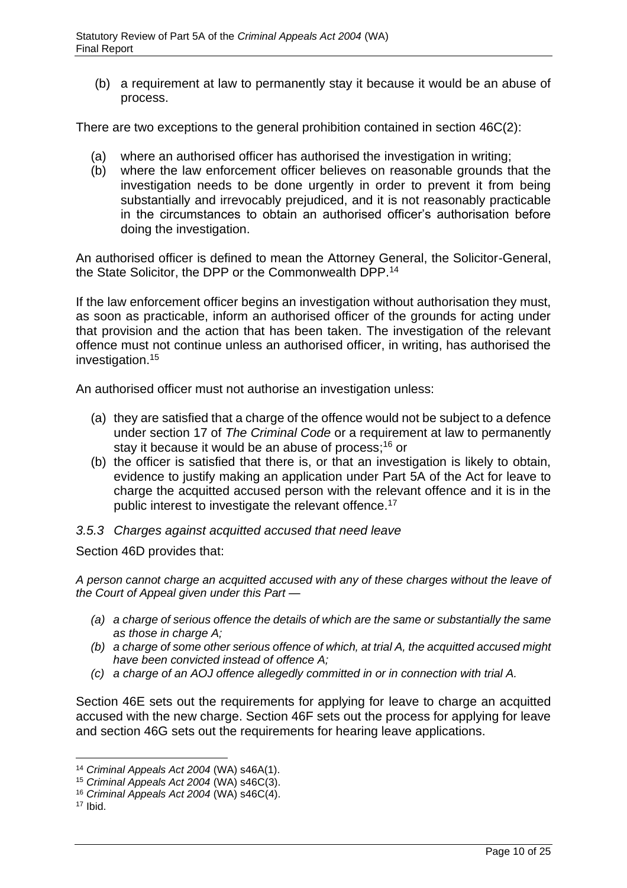(b) a requirement at law to permanently stay it because it would be an abuse of process.

There are two exceptions to the general prohibition contained in section 46C(2):

(a) where an authorised officer has authorised the investigation in writing;
(b) where the law enforcement officer believes on reasonable grounds that the investigation needs to be done urgently in order to prevent it from being substantially and irrevocably prejudiced, and it is not reasonably practicable in the circumstances to obtain an authorised officer's authorisation before doing the investigation.

An authorised officer is defined to mean the Attorney General, the Solicitor-General, the State Solicitor, the DPP or the Commonwealth DPP.[14]

If the law enforcement officer begins an investigation without authorisation they must, as soon as practicable, inform an authorised officer of the grounds for acting under that provision and the action that has been taken. The investigation of the relevant offence must not continue unless an authorised officer, in writing, has authorised the investigation.[15]

An authorised officer must not authorise an investigation unless:

(a) they are satisfied that a charge of the offence would not be subject to a defence under section 17 of *The Criminal Code* or a requirement at law to permanently stay it because it would be an abuse of process;[16] or
(b) the officer is satisfied that there is, or that an investigation is likely to obtain, evidence to justify making an application under Part 5A of the Act for leave to charge the acquitted accused person with the relevant offence and it is in the public interest to investigate the relevant offence.[17]

### *3.5.3 Charges against acquitted accused that need leave*

Section 46D provides that:

*A person cannot charge an acquitted accused with any of these charges without the leave of the Court of Appeal given under this Part —*

*(a) a charge of serious offence the details of which are the same or substantially the same as those in charge A;*
*(b) a charge of some other serious offence of which, at trial A, the acquitted accused might have been convicted instead of offence A;*
*(c) a charge of an AOJ offence allegedly committed in or in connection with trial A.*

Section 46E sets out the requirements for applying for leave to charge an acquitted accused with the new charge. Section 46F sets out the process for applying for leave and section 46G sets out the requirements for hearing leave applications.

---

[14] *Criminal Appeals Act 2004* (WA) s46A(1).
[15] *Criminal Appeals Act 2004* (WA) s46C(3).
[16] *Criminal Appeals Act 2004* (WA) s46C(4).
[17] Ibid.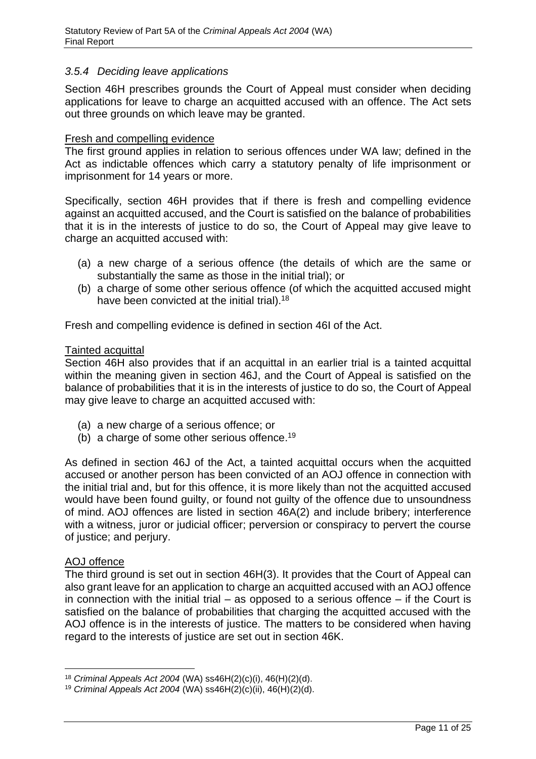### *3.5.4 Deciding leave applications*

Section 46H prescribes grounds the Court of Appeal must consider when deciding applications for leave to charge an acquitted accused with an offence. The Act sets out three grounds on which leave may be granted.

Fresh and compelling evidence

The first ground applies in relation to serious offences under WA law; defined in the Act as indictable offences which carry a statutory penalty of life imprisonment or imprisonment for 14 years or more.

Specifically, section 46H provides that if there is fresh and compelling evidence against an acquitted accused, and the Court is satisfied on the balance of probabilities that it is in the interests of justice to do so, the Court of Appeal may give leave to charge an acquitted accused with:

(a) a new charge of a serious offence (the details of which are the same or substantially the same as those in the initial trial); or
(b) a charge of some other serious offence (of which the acquitted accused might have been convicted at the initial trial).[18]

Fresh and compelling evidence is defined in section 46I of the Act.

Tainted acquittal

Section 46H also provides that if an acquittal in an earlier trial is a tainted acquittal within the meaning given in section 46J, and the Court of Appeal is satisfied on the balance of probabilities that it is in the interests of justice to do so, the Court of Appeal may give leave to charge an acquitted accused with:

(a) a new charge of a serious offence; or
(b) a charge of some other serious offence.[19]

As defined in section 46J of the Act, a tainted acquittal occurs when the acquitted accused or another person has been convicted of an AOJ offence in connection with the initial trial and, but for this offence, it is more likely than not the acquitted accused would have been found guilty, or found not guilty of the offence due to unsoundness of mind. AOJ offences are listed in section 46A(2) and include bribery; interference with a witness, juror or judicial officer; perversion or conspiracy to pervert the course of justice; and perjury.

AOJ offence

The third ground is set out in section 46H(3). It provides that the Court of Appeal can also grant leave for an application to charge an acquitted accused with an AOJ offence in connection with the initial trial – as opposed to a serious offence – if the Court is satisfied on the balance of probabilities that charging the acquitted accused with the AOJ offence is in the interests of justice. The matters to be considered when having regard to the interests of justice are set out in section 46K.

---

[18] *Criminal Appeals Act 2004* (WA) ss46H(2)(c)(i), 46(H)(2)(d).

[19] *Criminal Appeals Act 2004* (WA) ss46H(2)(c)(ii), 46(H)(2)(d).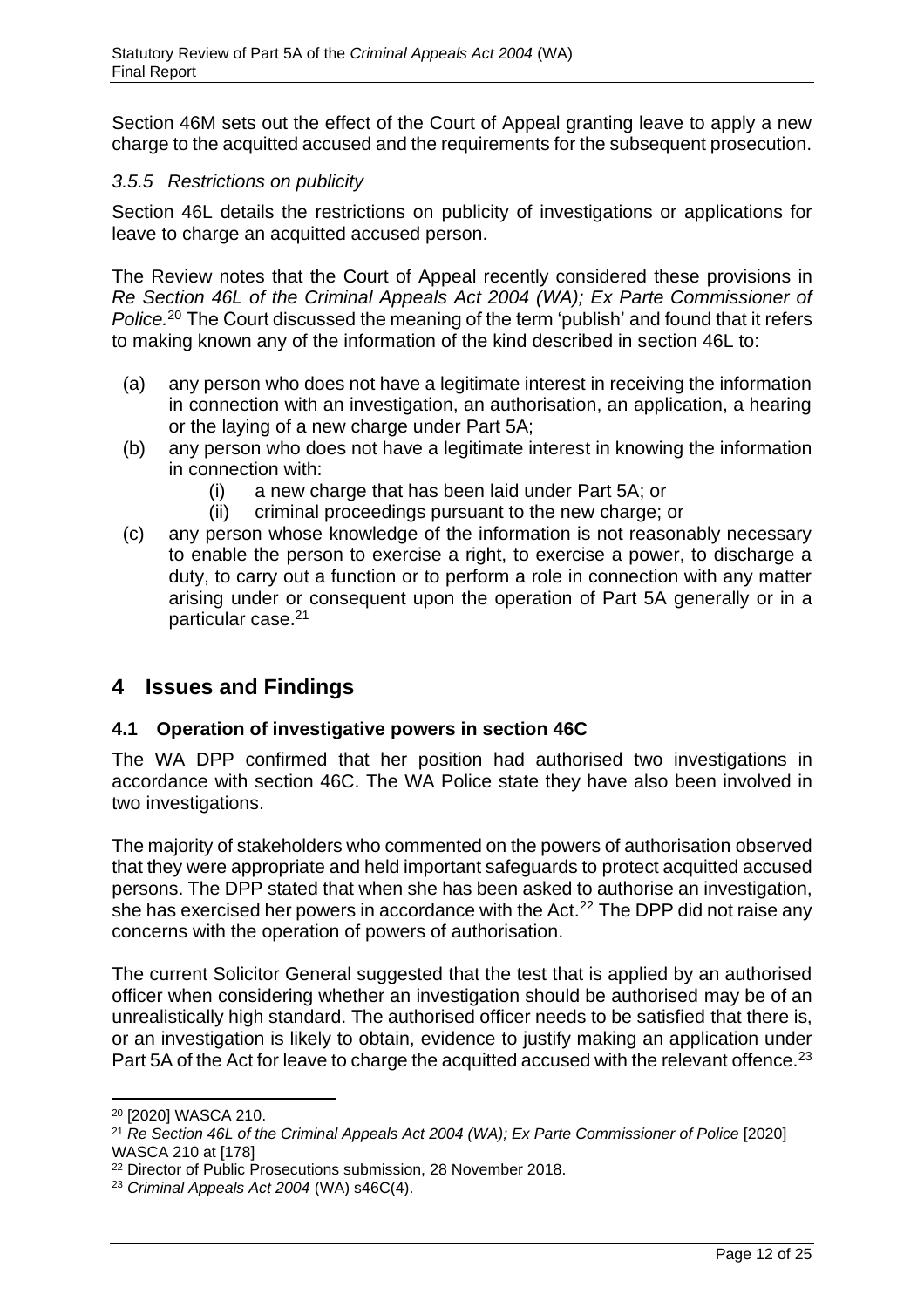Section 46M sets out the effect of the Court of Appeal granting leave to apply a new charge to the acquitted accused and the requirements for the subsequent prosecution.

### *3.5.5 Restrictions on publicity*

Section 46L details the restrictions on publicity of investigations or applications for leave to charge an acquitted accused person.

The Review notes that the Court of Appeal recently considered these provisions in *Re Section 46L of the Criminal Appeals Act 2004 (WA); Ex Parte Commissioner of Police.*[20] The Court discussed the meaning of the term 'publish' and found that it refers to making known any of the information of the kind described in section 46L to:

(a) any person who does not have a legitimate interest in receiving the information in connection with an investigation, an authorisation, an application, a hearing or the laying of a new charge under Part 5A;

(b) any person who does not have a legitimate interest in knowing the information in connection with:

   (i) a new charge that has been laid under Part 5A; or

   (ii) criminal proceedings pursuant to the new charge; or

(c) any person whose knowledge of the information is not reasonably necessary to enable the person to exercise a right, to exercise a power, to discharge a duty, to carry out a function or to perform a role in connection with any matter arising under or consequent upon the operation of Part 5A generally or in a particular case.[21]

## 4 Issues and Findings

### 4.1 Operation of investigative powers in section 46C

The WA DPP confirmed that her position had authorised two investigations in accordance with section 46C. The WA Police state they have also been involved in two investigations.

The majority of stakeholders who commented on the powers of authorisation observed that they were appropriate and held important safeguards to protect acquitted accused persons. The DPP stated that when she has been asked to authorise an investigation, she has exercised her powers in accordance with the Act.[22] The DPP did not raise any concerns with the operation of powers of authorisation.

The current Solicitor General suggested that the test that is applied by an authorised officer when considering whether an investigation should be authorised may be of an unrealistically high standard. The authorised officer needs to be satisfied that there is, or an investigation is likely to obtain, evidence to justify making an application under Part 5A of the Act for leave to charge the acquitted accused with the relevant offence.[23]

---

[20] [2020] WASCA 210.

[21] *Re Section 46L of the Criminal Appeals Act 2004 (WA); Ex Parte Commissioner of Police* [2020] WASCA 210 at [178]

[22] Director of Public Prosecutions submission, 28 November 2018.

[23] *Criminal Appeals Act 2004* (WA) s46C(4).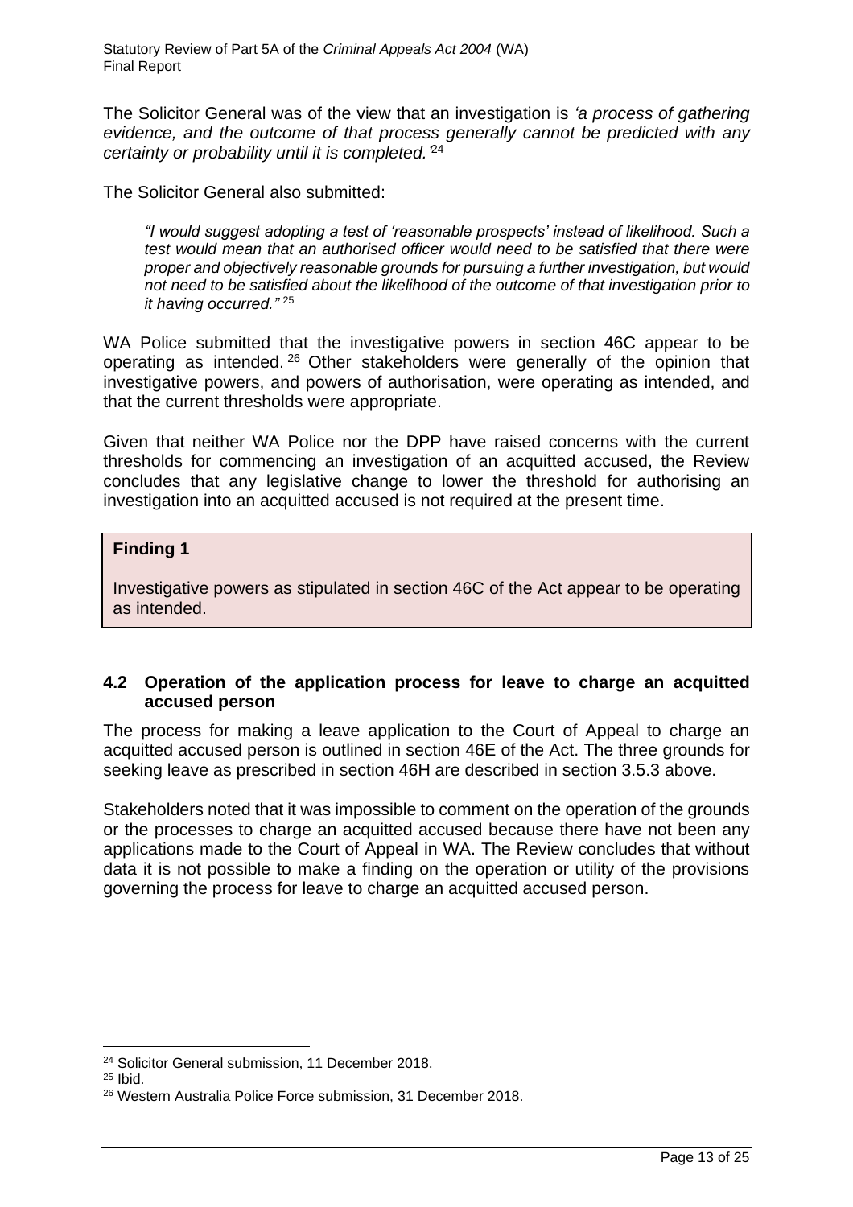The Solicitor General was of the view that an investigation is *'a process of gathering evidence, and the outcome of that process generally cannot be predicted with any certainty or probability until it is completed.'*[24]

The Solicitor General also submitted:

> *"I would suggest adopting a test of 'reasonable prospects' instead of likelihood. Such a test would mean that an authorised officer would need to be satisfied that there were proper and objectively reasonable grounds for pursuing a further investigation, but would not need to be satisfied about the likelihood of the outcome of that investigation prior to it having occurred."*[25]

WA Police submitted that the investigative powers in section 46C appear to be operating as intended.[26] Other stakeholders were generally of the opinion that investigative powers, and powers of authorisation, were operating as intended, and that the current thresholds were appropriate.

Given that neither WA Police nor the DPP have raised concerns with the current thresholds for commencing an investigation of an acquitted accused, the Review concludes that any legislative change to lower the threshold for authorising an investigation into an acquitted accused is not required at the present time.

> **Finding 1**
>
> Investigative powers as stipulated in section 46C of the Act appear to be operating as intended.

### 4.2 Operation of the application process for leave to charge an acquitted accused person

The process for making a leave application to the Court of Appeal to charge an acquitted accused person is outlined in section 46E of the Act. The three grounds for seeking leave as prescribed in section 46H are described in section 3.5.3 above.

Stakeholders noted that it was impossible to comment on the operation of the grounds or the processes to charge an acquitted accused because there have not been any applications made to the Court of Appeal in WA. The Review concludes that without data it is not possible to make a finding on the operation or utility of the provisions governing the process for leave to charge an acquitted accused person.

---

[24] Solicitor General submission, 11 December 2018.

[25] Ibid.

[26] Western Australia Police Force submission, 31 December 2018.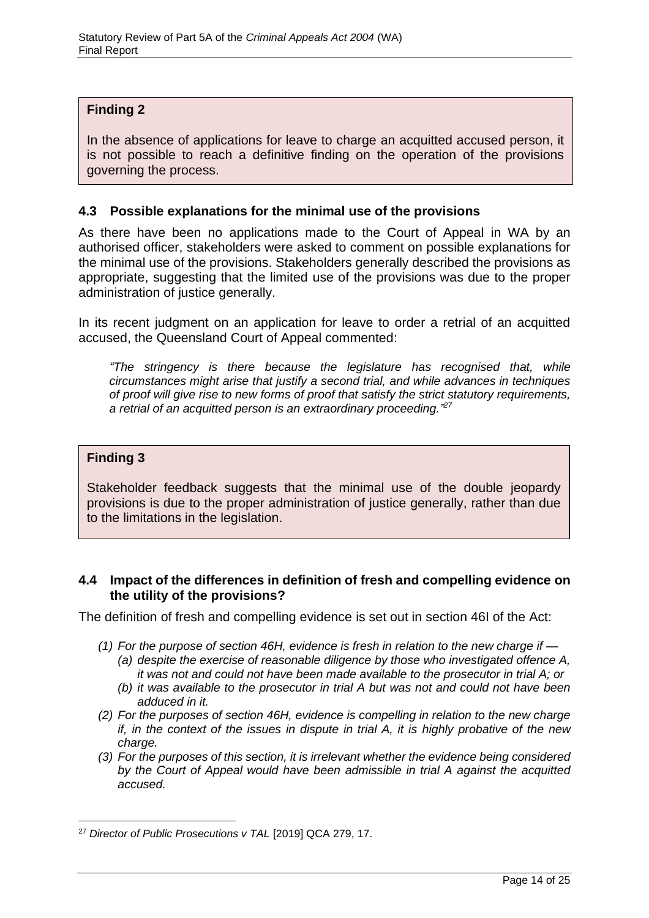**Finding 2**

In the absence of applications for leave to charge an acquitted accused person, it is not possible to reach a definitive finding on the operation of the provisions governing the process.

### 4.3 Possible explanations for the minimal use of the provisions

As there have been no applications made to the Court of Appeal in WA by an authorised officer, stakeholders were asked to comment on possible explanations for the minimal use of the provisions. Stakeholders generally described the provisions as appropriate, suggesting that the limited use of the provisions was due to the proper administration of justice generally.

In its recent judgment on an application for leave to order a retrial of an acquitted accused, the Queensland Court of Appeal commented:

> *"The stringency is there because the legislature has recognised that, while circumstances might arise that justify a second trial, and while advances in techniques of proof will give rise to new forms of proof that satisfy the strict statutory requirements, a retrial of an acquitted person is an extraordinary proceeding."*[27]

**Finding 3**

Stakeholder feedback suggests that the minimal use of the double jeopardy provisions is due to the proper administration of justice generally, rather than due to the limitations in the legislation.

### 4.4 Impact of the differences in definition of fresh and compelling evidence on the utility of the provisions?

The definition of fresh and compelling evidence is set out in section 46I of the Act:

- *(1) For the purpose of section 46H, evidence is fresh in relation to the new charge if —*
  - *(a) despite the exercise of reasonable diligence by those who investigated offence A, it was not and could not have been made available to the prosecutor in trial A; or*
  - *(b) it was available to the prosecutor in trial A but was not and could not have been adduced in it.*
- *(2) For the purposes of section 46H, evidence is compelling in relation to the new charge if, in the context of the issues in dispute in trial A, it is highly probative of the new charge.*
- *(3) For the purposes of this section, it is irrelevant whether the evidence being considered by the Court of Appeal would have been admissible in trial A against the acquitted accused.*

---

[27] *Director of Public Prosecutions v TAL* [2019] QCA 279, 17.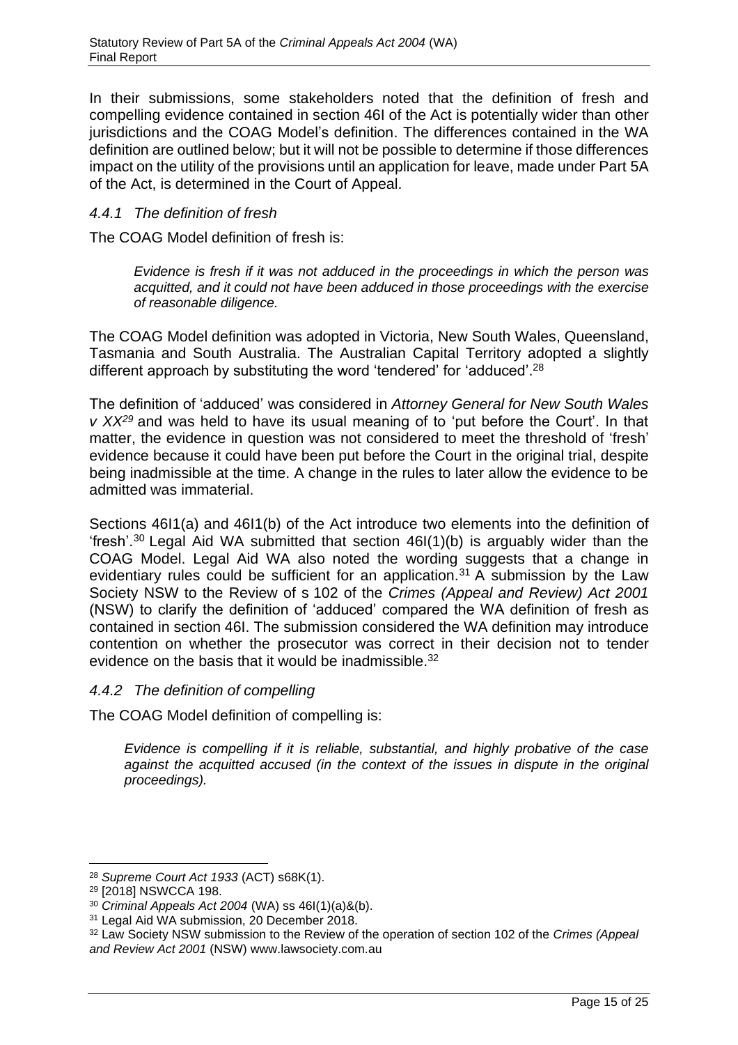In their submissions, some stakeholders noted that the definition of fresh and compelling evidence contained in section 46I of the Act is potentially wider than other jurisdictions and the COAG Model's definition. The differences contained in the WA definition are outlined below; but it will not be possible to determine if those differences impact on the utility of the provisions until an application for leave, made under Part 5A of the Act, is determined in the Court of Appeal.

### *4.4.1 The definition of fresh*

The COAG Model definition of fresh is:

> *Evidence is fresh if it was not adduced in the proceedings in which the person was acquitted, and it could not have been adduced in those proceedings with the exercise of reasonable diligence.*

The COAG Model definition was adopted in Victoria, New South Wales, Queensland, Tasmania and South Australia. The Australian Capital Territory adopted a slightly different approach by substituting the word 'tendered' for 'adduced'.[28]

The definition of 'adduced' was considered in *Attorney General for New South Wales v XX*[29] and was held to have its usual meaning of to 'put before the Court'. In that matter, the evidence in question was not considered to meet the threshold of 'fresh' evidence because it could have been put before the Court in the original trial, despite being inadmissible at the time. A change in the rules to later allow the evidence to be admitted was immaterial.

Sections 46I1(a) and 46I1(b) of the Act introduce two elements into the definition of 'fresh'.[30] Legal Aid WA submitted that section 46I(1)(b) is arguably wider than the COAG Model. Legal Aid WA also noted the wording suggests that a change in evidentiary rules could be sufficient for an application.[31] A submission by the Law Society NSW to the Review of s 102 of the *Crimes (Appeal and Review) Act 2001* (NSW) to clarify the definition of 'adduced' compared the WA definition of fresh as contained in section 46I. The submission considered the WA definition may introduce contention on whether the prosecutor was correct in their decision not to tender evidence on the basis that it would be inadmissible.[32]

### *4.4.2 The definition of compelling*

The COAG Model definition of compelling is:

> *Evidence is compelling if it is reliable, substantial, and highly probative of the case against the acquitted accused (in the context of the issues in dispute in the original proceedings).*

---

[28] *Supreme Court Act 1933* (ACT) s68K(1).

[29] [2018] NSWCCA 198.

[30] *Criminal Appeals Act 2004* (WA) ss 46I(1)(a)&(b).

[31] Legal Aid WA submission, 20 December 2018.

[32] Law Society NSW submission to the Review of the operation of section 102 of the *Crimes (Appeal and Review Act 2001* (NSW) www.lawsociety.com.au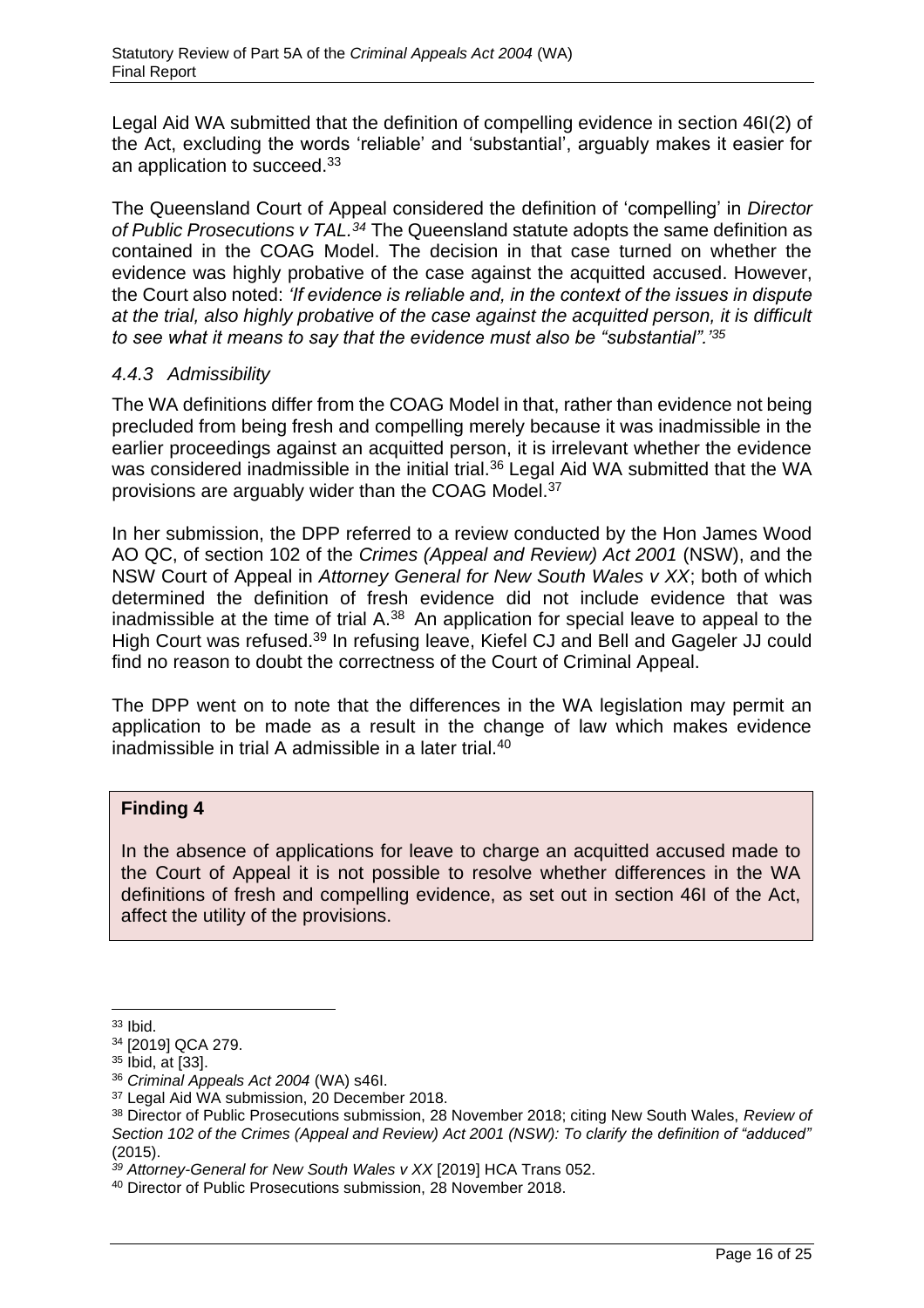Legal Aid WA submitted that the definition of compelling evidence in section 46I(2) of the Act, excluding the words 'reliable' and 'substantial', arguably makes it easier for an application to succeed.[33]

The Queensland Court of Appeal considered the definition of 'compelling' in *Director of Public Prosecutions v TAL.*[34] The Queensland statute adopts the same definition as contained in the COAG Model. The decision in that case turned on whether the evidence was highly probative of the case against the acquitted accused. However, the Court also noted: *'If evidence is reliable and, in the context of the issues in dispute at the trial, also highly probative of the case against the acquitted person, it is difficult to see what it means to say that the evidence must also be "substantial".'*[35]

### *4.4.3 Admissibility*

The WA definitions differ from the COAG Model in that, rather than evidence not being precluded from being fresh and compelling merely because it was inadmissible in the earlier proceedings against an acquitted person, it is irrelevant whether the evidence was considered inadmissible in the initial trial.[36] Legal Aid WA submitted that the WA provisions are arguably wider than the COAG Model.[37]

In her submission, the DPP referred to a review conducted by the Hon James Wood AO QC, of section 102 of the *Crimes (Appeal and Review) Act 2001* (NSW), and the NSW Court of Appeal in *Attorney General for New South Wales v XX*; both of which determined the definition of fresh evidence did not include evidence that was inadmissible at the time of trial A.[38] An application for special leave to appeal to the High Court was refused.[39] In refusing leave, Kiefel CJ and Bell and Gageler JJ could find no reason to doubt the correctness of the Court of Criminal Appeal.

The DPP went on to note that the differences in the WA legislation may permit an application to be made as a result in the change of law which makes evidence inadmissible in trial A admissible in a later trial.[40]

**Finding 4**

In the absence of applications for leave to charge an acquitted accused made to the Court of Appeal it is not possible to resolve whether differences in the WA definitions of fresh and compelling evidence, as set out in section 46I of the Act, affect the utility of the provisions.

---

[33] Ibid.

[34] [2019] QCA 279.

[35] Ibid, at [33].

[36] *Criminal Appeals Act 2004* (WA) s46I.

[37] Legal Aid WA submission, 20 December 2018.

[38] Director of Public Prosecutions submission, 28 November 2018; citing New South Wales, *Review of Section 102 of the Crimes (Appeal and Review) Act 2001 (NSW): To clarify the definition of "adduced"* (2015).

[39] *Attorney-General for New South Wales v XX* [2019] HCA Trans 052.

[40] Director of Public Prosecutions submission, 28 November 2018.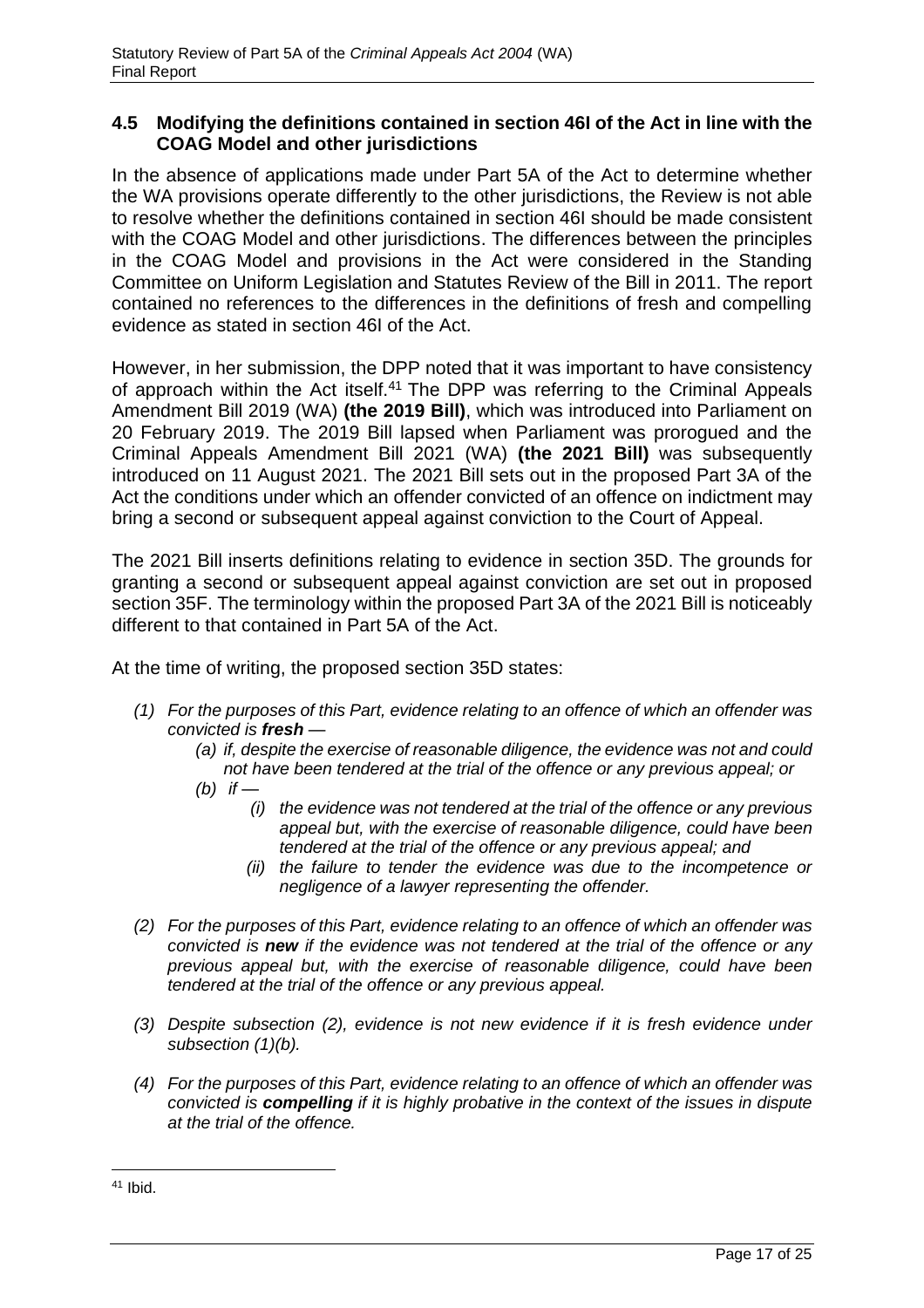### 4.5 Modifying the definitions contained in section 46I of the Act in line with the COAG Model and other jurisdictions

In the absence of applications made under Part 5A of the Act to determine whether the WA provisions operate differently to the other jurisdictions, the Review is not able to resolve whether the definitions contained in section 46I should be made consistent with the COAG Model and other jurisdictions. The differences between the principles in the COAG Model and provisions in the Act were considered in the Standing Committee on Uniform Legislation and Statutes Review of the Bill in 2011. The report contained no references to the differences in the definitions of fresh and compelling evidence as stated in section 46I of the Act.

However, in her submission, the DPP noted that it was important to have consistency of approach within the Act itself.[41] The DPP was referring to the Criminal Appeals Amendment Bill 2019 (WA) **(the 2019 Bill)**, which was introduced into Parliament on 20 February 2019. The 2019 Bill lapsed when Parliament was prorogued and the Criminal Appeals Amendment Bill 2021 (WA) **(the 2021 Bill)** was subsequently introduced on 11 August 2021. The 2021 Bill sets out in the proposed Part 3A of the Act the conditions under which an offender convicted of an offence on indictment may bring a second or subsequent appeal against conviction to the Court of Appeal.

The 2021 Bill inserts definitions relating to evidence in section 35D. The grounds for granting a second or subsequent appeal against conviction are set out in proposed section 35F. The terminology within the proposed Part 3A of the 2021 Bill is noticeably different to that contained in Part 5A of the Act.

At the time of writing, the proposed section 35D states:

> *(1) For the purposes of this Part, evidence relating to an offence of which an offender was convicted is **fresh** —*
>
> > *(a) if, despite the exercise of reasonable diligence, the evidence was not and could not have been tendered at the trial of the offence or any previous appeal; or*
> >
> > *(b) if —*
> >
> > > *(i) the evidence was not tendered at the trial of the offence or any previous appeal but, with the exercise of reasonable diligence, could have been tendered at the trial of the offence or any previous appeal; and*
> > >
> > > *(ii) the failure to tender the evidence was due to the incompetence or negligence of a lawyer representing the offender.*
>
> *(2) For the purposes of this Part, evidence relating to an offence of which an offender was convicted is **new** if the evidence was not tendered at the trial of the offence or any previous appeal but, with the exercise of reasonable diligence, could have been tendered at the trial of the offence or any previous appeal.*
>
> *(3) Despite subsection (2), evidence is not new evidence if it is fresh evidence under subsection (1)(b).*
>
> *(4) For the purposes of this Part, evidence relating to an offence of which an offender was convicted is **compelling** if it is highly probative in the context of the issues in dispute at the trial of the offence.*

---

[41] Ibid.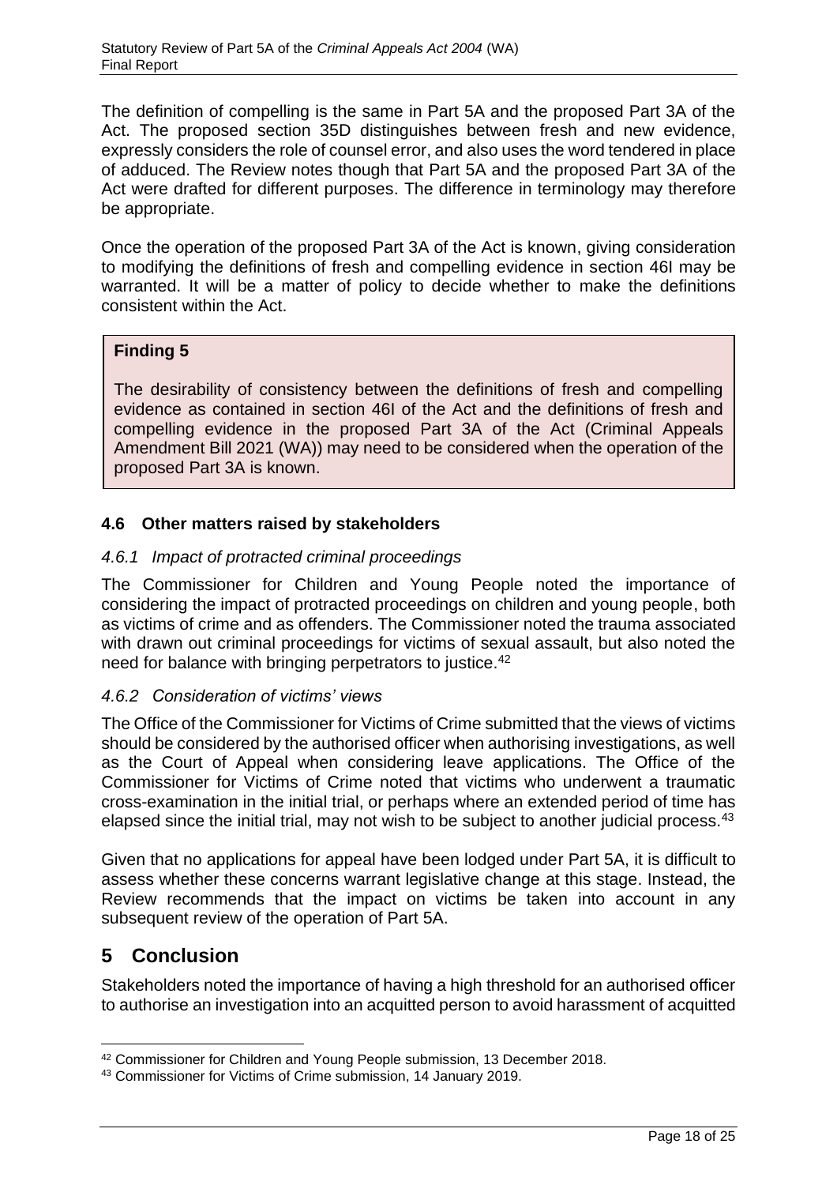The definition of compelling is the same in Part 5A and the proposed Part 3A of the Act. The proposed section 35D distinguishes between fresh and new evidence, expressly considers the role of counsel error, and also uses the word tendered in place of adduced. The Review notes though that Part 5A and the proposed Part 3A of the Act were drafted for different purposes. The difference in terminology may therefore be appropriate.

Once the operation of the proposed Part 3A of the Act is known, giving consideration to modifying the definitions of fresh and compelling evidence in section 46I may be warranted. It will be a matter of policy to decide whether to make the definitions consistent within the Act.

> **Finding 5**
>
> The desirability of consistency between the definitions of fresh and compelling evidence as contained in section 46I of the Act and the definitions of fresh and compelling evidence in the proposed Part 3A of the Act (Criminal Appeals Amendment Bill 2021 (WA)) may need to be considered when the operation of the proposed Part 3A is known.

### 4.6 Other matters raised by stakeholders

#### *4.6.1 Impact of protracted criminal proceedings*

The Commissioner for Children and Young People noted the importance of considering the impact of protracted proceedings on children and young people, both as victims of crime and as offenders. The Commissioner noted the trauma associated with drawn out criminal proceedings for victims of sexual assault, but also noted the need for balance with bringing perpetrators to justice.[42]

#### *4.6.2 Consideration of victims' views*

The Office of the Commissioner for Victims of Crime submitted that the views of victims should be considered by the authorised officer when authorising investigations, as well as the Court of Appeal when considering leave applications. The Office of the Commissioner for Victims of Crime noted that victims who underwent a traumatic cross-examination in the initial trial, or perhaps where an extended period of time has elapsed since the initial trial, may not wish to be subject to another judicial process.[43]

Given that no applications for appeal have been lodged under Part 5A, it is difficult to assess whether these concerns warrant legislative change at this stage. Instead, the Review recommends that the impact on victims be taken into account in any subsequent review of the operation of Part 5A.

## 5 Conclusion

Stakeholders noted the importance of having a high threshold for an authorised officer to authorise an investigation into an acquitted person to avoid harassment of acquitted

[42] Commissioner for Children and Young People submission, 13 December 2018.

[43] Commissioner for Victims of Crime submission, 14 January 2019.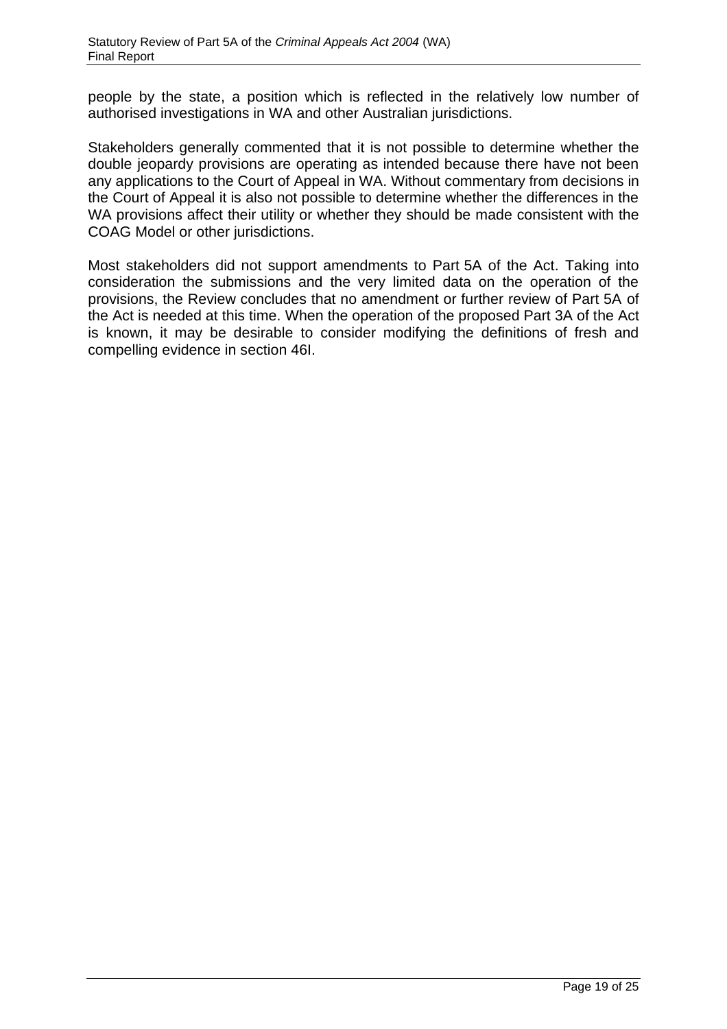people by the state, a position which is reflected in the relatively low number of authorised investigations in WA and other Australian jurisdictions.

Stakeholders generally commented that it is not possible to determine whether the double jeopardy provisions are operating as intended because there have not been any applications to the Court of Appeal in WA. Without commentary from decisions in the Court of Appeal it is also not possible to determine whether the differences in the WA provisions affect their utility or whether they should be made consistent with the COAG Model or other jurisdictions.

Most stakeholders did not support amendments to Part 5A of the Act. Taking into consideration the submissions and the very limited data on the operation of the provisions, the Review concludes that no amendment or further review of Part 5A of the Act is needed at this time. When the operation of the proposed Part 3A of the Act is known, it may be desirable to consider modifying the definitions of fresh and compelling evidence in section 46I.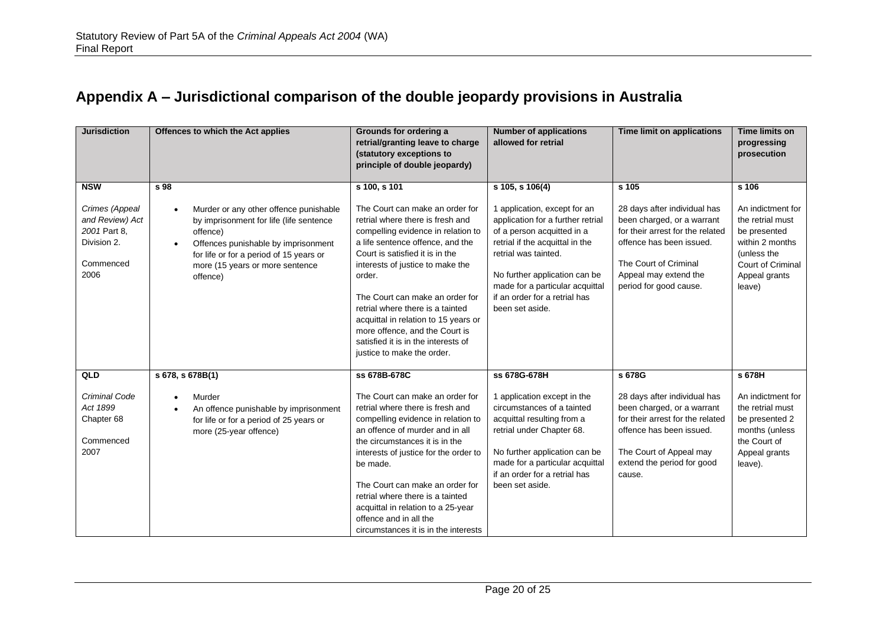## Appendix A – Jurisdictional comparison of the double jeopardy provisions in Australia

| Jurisdiction | Offences to which the Act applies | Grounds for ordering a retrial/granting leave to charge (statutory exceptions to principle of double jeopardy) | Number of applications allowed for retrial | Time limit on applications | Time limits on progressing prosecution |
|---|---|---|---|---|---|
| **NSW**<br><br>*Crimes (Appeal and Review) Act 2001* Part 8, Division 2.<br><br>Commenced 2006 | **s 98**<br><br>• Murder or any other offence punishable by imprisonment for life (life sentence offence)<br>• Offences punishable by imprisonment for life or for a period of 15 years or more (15 years or more sentence offence) | **s 100, s 101**<br><br>The Court can make an order for retrial where there is fresh and compelling evidence in relation to a life sentence offence, and the Court is satisfied it is in the interests of justice to make the order.<br><br>The Court can make an order for retrial where there is a tainted acquittal in relation to 15 years or more offence, and the Court is satisfied it is in the interests of justice to make the order. | **s 105, s 106(4)**<br><br>1 application, except for an application for a further retrial of a person acquitted in a retrial if the acquittal in the retrial was tainted.<br><br>No further application can be made for a particular acquittal if an order for a retrial has been set aside. | **s 105**<br><br>28 days after individual has been charged, or a warrant for their arrest for the related offence has been issued.<br><br>The Court of Criminal Appeal may extend the period for good cause. | **s 106**<br><br>An indictment for the retrial must be presented within 2 months (unless the Court of Criminal Appeal grants leave) |
| **QLD**<br><br>*Criminal Code Act 1899* Chapter 68<br><br>Commenced 2007 | **s 678, s 678B(1)**<br><br>• Murder<br>• An offence punishable by imprisonment for life or for a period of 25 years or more (25-year offence) | **ss 678B-678C**<br><br>The Court can make an order for retrial where there is fresh and compelling evidence in relation to an offence of murder and in all the circumstances it is in the interests of justice for the order to be made.<br><br>The Court can make an order for retrial where there is a tainted acquittal in relation to a 25-year offence and in all the circumstances it is in the interests | **ss 678G-678H**<br><br>1 application except in the circumstances of a tainted acquittal resulting from a retrial under Chapter 68.<br><br>No further application can be made for a particular acquittal if an order for a retrial has been set aside. | **s 678G**<br><br>28 days after individual has been charged, or a warrant for their arrest for the related offence has been issued.<br><br>The Court of Appeal may extend the period for good cause. | **s 678H**<br><br>An indictment for the retrial must be presented 2 months (unless the Court of Appeal grants leave). |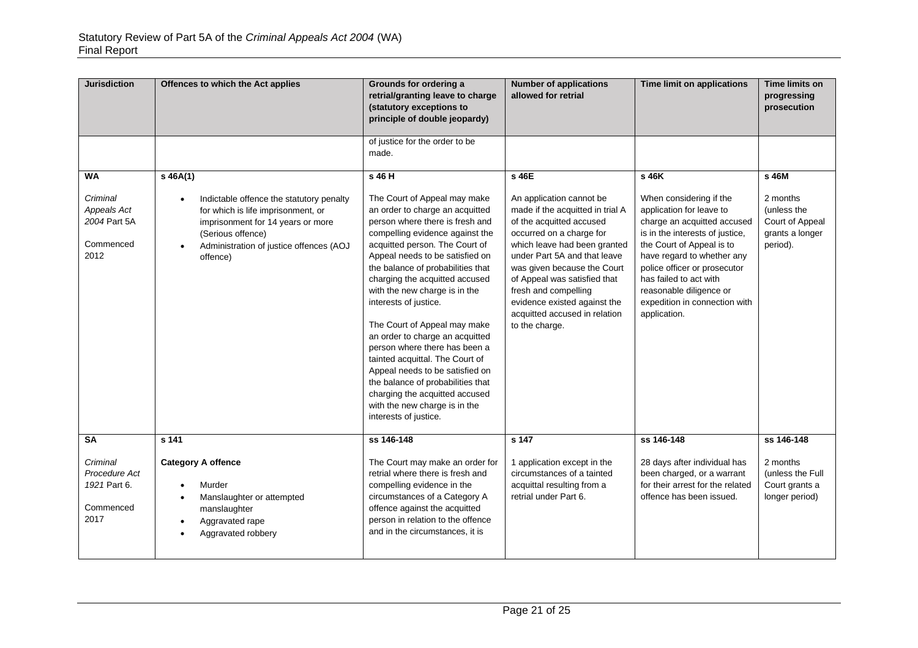| Jurisdiction | Offences to which the Act applies | Grounds for ordering a retrial/granting leave to charge (statutory exceptions to principle of double jeopardy) | Number of applications allowed for retrial | Time limit on applications | Time limits on progressing prosecution |
|---|---|---|---|---|---|
| | | of justice for the order to be made. | | | |
| **WA**<br><br>*Criminal Appeals Act 2004* Part 5A<br><br>Commenced 2012 | **s 46A(1)**<br><br>• Indictable offence the statutory penalty for which is life imprisonment, or imprisonment for 14 years or more (Serious offence)<br>• Administration of justice offences (AOJ offence) | **s 46 H**<br><br>The Court of Appeal may make an order to charge an acquitted person where there is fresh and compelling evidence against the acquitted person. The Court of Appeal needs to be satisfied on the balance of probabilities that charging the acquitted accused with the new charge is in the interests of justice.<br><br>The Court of Appeal may make an order to charge an acquitted person where there has been a tainted acquittal. The Court of Appeal needs to be satisfied on the balance of probabilities that charging the acquitted accused with the new charge is in the interests of justice. | **s 46E**<br><br>An application cannot be made if the acquitted in trial A of the acquitted accused occurred on a charge for which leave had been granted under Part 5A and that leave was given because the Court of Appeal was satisfied that fresh and compelling evidence existed against the acquitted accused in relation to the charge. | **s 46K**<br><br>When considering if the application for leave to charge an acquitted accused is in the interests of justice, the Court of Appeal is to have regard to whether any police officer or prosecutor has failed to act with reasonable diligence or expedition in connection with application. | **s 46M**<br><br>2 months (unless the Court of Appeal grants a longer period). |
| **SA**<br><br>*Criminal Procedure Act 1921* Part 6.<br><br>Commenced 2017 | **s 141**<br><br>**Category A offence**<br><br>• Murder<br>• Manslaughter or attempted manslaughter<br>• Aggravated rape<br>• Aggravated robbery | **ss 146-148**<br><br>The Court may make an order for retrial where there is fresh and compelling evidence in the circumstances of a Category A offence against the acquitted person in relation to the offence and in the circumstances, it is | **s 147**<br><br>1 application except in the circumstances of a tainted acquittal resulting from a retrial under Part 6. | **ss 146-148**<br><br>28 days after individual has been charged, or a warrant for their arrest for the related offence has been issued. | **ss 146-148**<br><br>2 months (unless the Full Court grants a longer period) |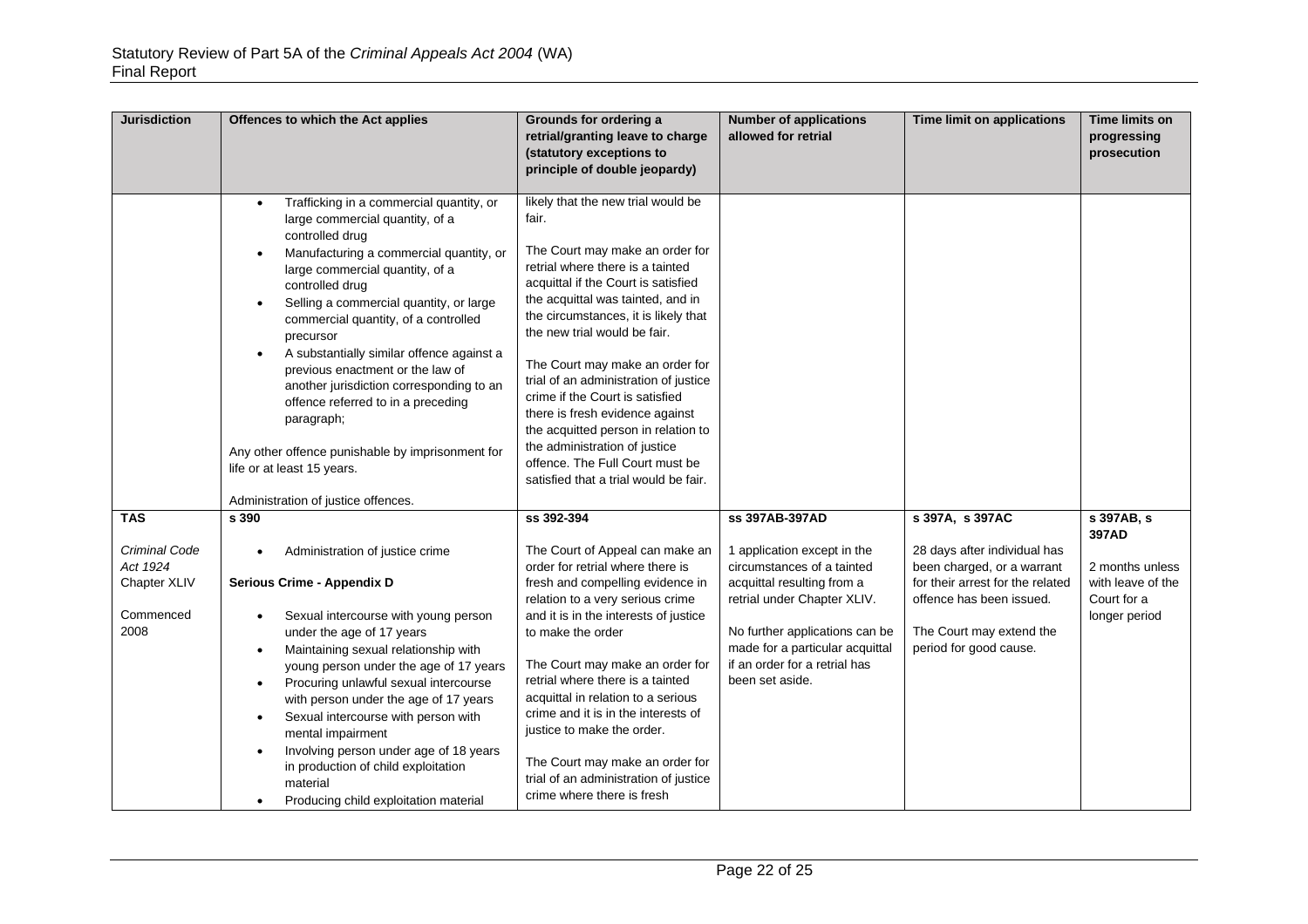| Jurisdiction | Offences to which the Act applies | Grounds for ordering a retrial/granting leave to charge (statutory exceptions to principle of double jeopardy) | Number of applications allowed for retrial | Time limit on applications | Time limits on progressing prosecution |
| --- | --- | --- | --- | --- | --- |
| | • Trafficking in a commercial quantity, or large commercial quantity, of a controlled drug<br>• Manufacturing a commercial quantity, or large commercial quantity, of a controlled drug<br>• Selling a commercial quantity, or large commercial quantity, of a controlled precursor<br>• A substantially similar offence against a previous enactment or the law of another jurisdiction corresponding to an offence referred to in a preceding paragraph;<br><br>Any other offence punishable by imprisonment for life or at least 15 years.<br><br>Administration of justice offences. | likely that the new trial would be fair.<br><br>The Court may make an order for retrial where there is a tainted acquittal if the Court is satisfied the acquittal was tainted, and in the circumstances, it is likely that the new trial would be fair.<br><br>The Court may make an order for trial of an administration of justice crime if the Court is satisfied there is fresh evidence against the acquitted person in relation to the administration of justice offence. The Full Court must be satisfied that a trial would be fair. | | | |
| **TAS**<br><br>*Criminal Code Act 1924* Chapter XLIV<br><br>Commenced 2008 | **s 390**<br><br>• Administration of justice crime<br><br>**Serious Crime - Appendix D**<br><br>• Sexual intercourse with young person under the age of 17 years<br>• Maintaining sexual relationship with young person under the age of 17 years<br>• Procuring unlawful sexual intercourse with person under the age of 17 years<br>• Sexual intercourse with person with mental impairment<br>• Involving person under age of 18 years in production of child exploitation material<br>• Producing child exploitation material | **ss 392-394**<br><br>The Court of Appeal can make an order for retrial where there is fresh and compelling evidence in relation to a very serious crime and it is in the interests of justice to make the order<br><br>The Court may make an order for retrial where there is a tainted acquittal in relation to a serious crime and it is in the interests of justice to make the order.<br><br>The Court may make an order for trial of an administration of justice crime where there is fresh | **ss 397AB-397AD**<br><br>1 application except in the circumstances of a tainted acquittal resulting from a retrial under Chapter XLIV.<br><br>No further applications can be made for a particular acquittal if an order for a retrial has been set aside. | **s 397A, s 397AC**<br><br>28 days after individual has been charged, or a warrant for their arrest for the related offence has been issued.<br><br>The Court may extend the period for good cause. | **s 397AB, s 397AD**<br><br>2 months unless with leave of the Court for a longer period |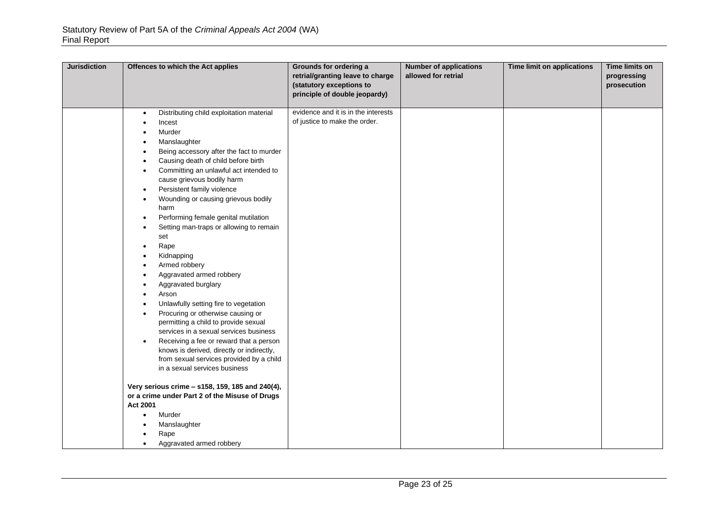| Jurisdiction | Offences to which the Act applies | Grounds for ordering a retrial/granting leave to charge (statutory exceptions to principle of double jeopardy) | Number of applications allowed for retrial | Time limit on applications | Time limits on progressing prosecution |
|---|---|---|---|---|---|
| | <ul><li>Distributing child exploitation material</li><li>Incest</li><li>Murder</li><li>Manslaughter</li><li>Being accessory after the fact to murder</li><li>Causing death of child before birth</li><li>Committing an unlawful act intended to cause grievous bodily harm</li><li>Persistent family violence</li><li>Wounding or causing grievous bodily harm</li><li>Performing female genital mutilation</li><li>Setting man-traps or allowing to remain set</li><li>Rape</li><li>Kidnapping</li><li>Armed robbery</li><li>Aggravated armed robbery</li><li>Aggravated burglary</li><li>Arson</li><li>Unlawfully setting fire to vegetation</li><li>Procuring or otherwise causing or permitting a child to provide sexual services in a sexual services business</li><li>Receiving a fee or reward that a person knows is derived, directly or indirectly, from sexual services provided by a child in a sexual services business</li></ul><br>**Very serious crime – s158, 159, 185 and 240(4), or a crime under Part 2 of the Misuse of Drugs Act 2001**<ul><li>Murder</li><li>Manslaughter</li><li>Rape</li><li>Aggravated armed robbery</li></ul> | evidence and it is in the interests of justice to make the order. | | | |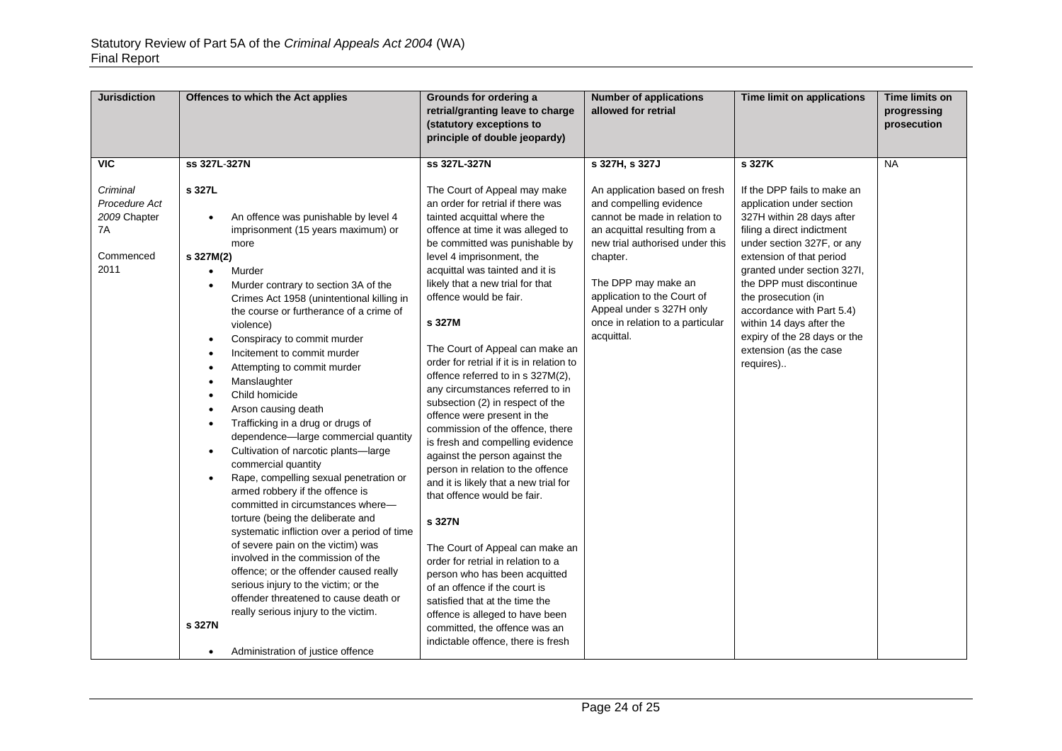| Jurisdiction | Offences to which the Act applies | Grounds for ordering a retrial/granting leave to charge (statutory exceptions to principle of double jeopardy) | Number of applications allowed for retrial | Time limit on applications | Time limits on progressing prosecution |
|---|---|---|---|---|---|
| **VIC**<br><br>*Criminal Procedure Act 2009* Chapter 7A<br><br>Commenced 2011 | **ss 327L-327N**<br><br>**s 327L**<br><br>• An offence was punishable by level 4 imprisonment (15 years maximum) or more<br><br>**s 327M(2)**<br><br>• Murder<br>• Murder contrary to section 3A of the Crimes Act 1958 (unintentional killing in the course or furtherance of a crime of violence)<br>• Conspiracy to commit murder<br>• Incitement to commit murder<br>• Attempting to commit murder<br>• Manslaughter<br>• Child homicide<br>• Arson causing death<br>• Trafficking in a drug or drugs of dependence—large commercial quantity<br>• Cultivation of narcotic plants—large commercial quantity<br>• Rape, compelling sexual penetration or armed robbery if the offence is committed in circumstances where—torture (being the deliberate and systematic infliction over a period of time of severe pain on the victim) was involved in the commission of the offence; or the offender caused really serious injury to the victim; or the offender threatened to cause death or really serious injury to the victim.<br><br>**s 327N**<br><br>• Administration of justice offence | **ss 327L-327N**<br><br>The Court of Appeal may make an order for retrial if there was tainted acquittal where the offence at time it was alleged to be committed was punishable by level 4 imprisonment, the acquittal was tainted and it is likely that a new trial for that offence would be fair.<br><br>**s 327M**<br><br>The Court of Appeal can make an order for retrial if it is in relation to offence referred to in s 327M(2), any circumstances referred to in subsection (2) in respect of the offence were present in the commission of the offence, there is fresh and compelling evidence against the person against the person in relation to the offence and it is likely that a new trial for that offence would be fair.<br><br>**s 327N**<br><br>The Court of Appeal can make an order for retrial in relation to a person who has been acquitted of an offence if the court is satisfied that at the time the offence is alleged to have been committed, the offence was an indictable offence, there is fresh | **s 327H, s 327J**<br><br>An application based on fresh and compelling evidence cannot be made in relation to an acquittal resulting from a new trial authorised under this chapter.<br><br>The DPP may make an application to the Court of Appeal under s 327H only once in relation to a particular acquittal. | **s 327K**<br><br>If the DPP fails to make an application under section 327H within 28 days after filing a direct indictment under section 327F, or any extension of that period granted under section 327I, the DPP must discontinue the prosecution (in accordance with Part 5.4) within 14 days after the expiry of the 28 days or the extension (as the case requires).. | NA |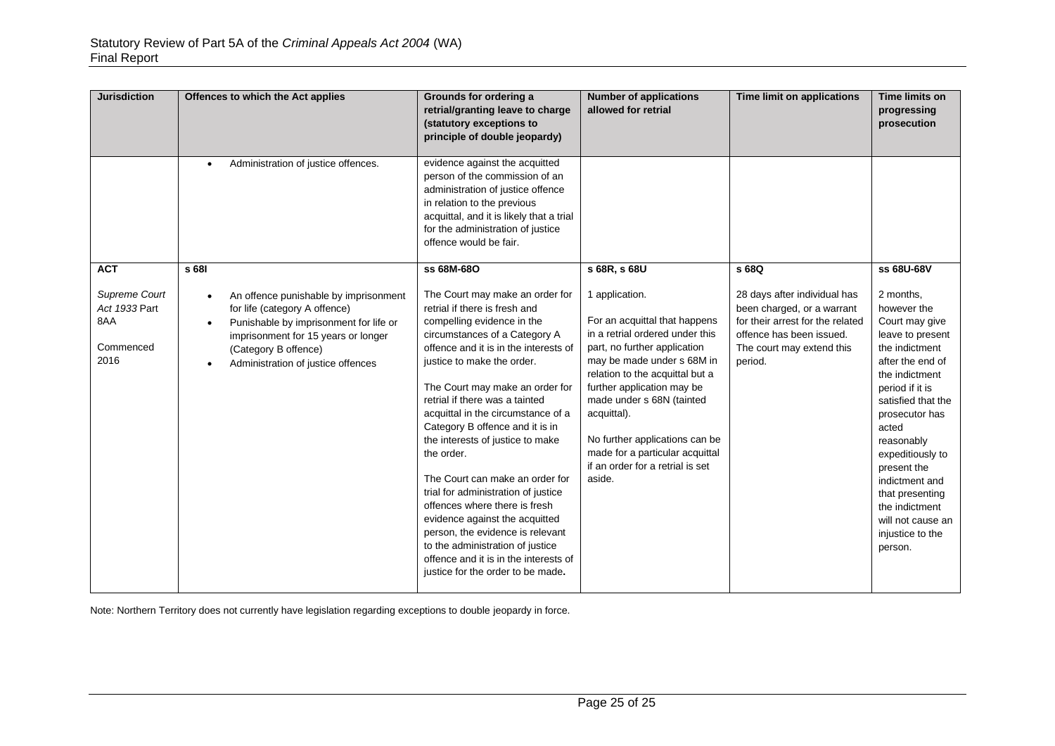| Jurisdiction | Offences to which the Act applies | Grounds for ordering a retrial/granting leave to charge (statutory exceptions to principle of double jeopardy) | Number of applications allowed for retrial | Time limit on applications | Time limits on progressing prosecution |
|---|---|---|---|---|---|
| | • Administration of justice offences. | evidence against the acquitted person of the commission of an administration of justice offence in relation to the previous acquittal, and it is likely that a trial for the administration of justice offence would be fair. | | | |
| **ACT**<br><br>*Supreme Court Act 1933* Part 8AA<br><br>Commenced 2016 | **s 68I**<br><br>• An offence punishable by imprisonment for life (category A offence)<br>• Punishable by imprisonment for life or imprisonment for 15 years or longer (Category B offence)<br>• Administration of justice offences | **ss 68M-68O**<br><br>The Court may make an order for retrial if there is fresh and compelling evidence in the circumstances of a Category A offence and it is in the interests of justice to make the order.<br><br>The Court may make an order for retrial if there was a tainted acquittal in the circumstance of a Category B offence and it is in the interests of justice to make the order.<br><br>The Court can make an order for trial for administration of justice offences where there is fresh evidence against the acquitted person, the evidence is relevant to the administration of justice offence and it is in the interests of justice for the order to be made**.** | **s 68R, s 68U**<br><br>1 application.<br><br>For an acquittal that happens in a retrial ordered under this part, no further application may be made under s 68M in relation to the acquittal but a further application may be made under s 68N (tainted acquittal).<br><br>No further applications can be made for a particular acquittal if an order for a retrial is set aside. | **s 68Q**<br><br>28 days after individual has been charged, or a warrant for their arrest for the related offence has been issued. The court may extend this period. | **ss 68U-68V**<br><br>2 months, however the Court may give leave to present the indictment after the end of the indictment period if it is satisfied that the prosecutor has acted reasonably expeditiously to present the indictment and that presenting the indictment will not cause an injustice to the person. |

Note: Northern Territory does not currently have legislation regarding exceptions to double jeopardy in force.